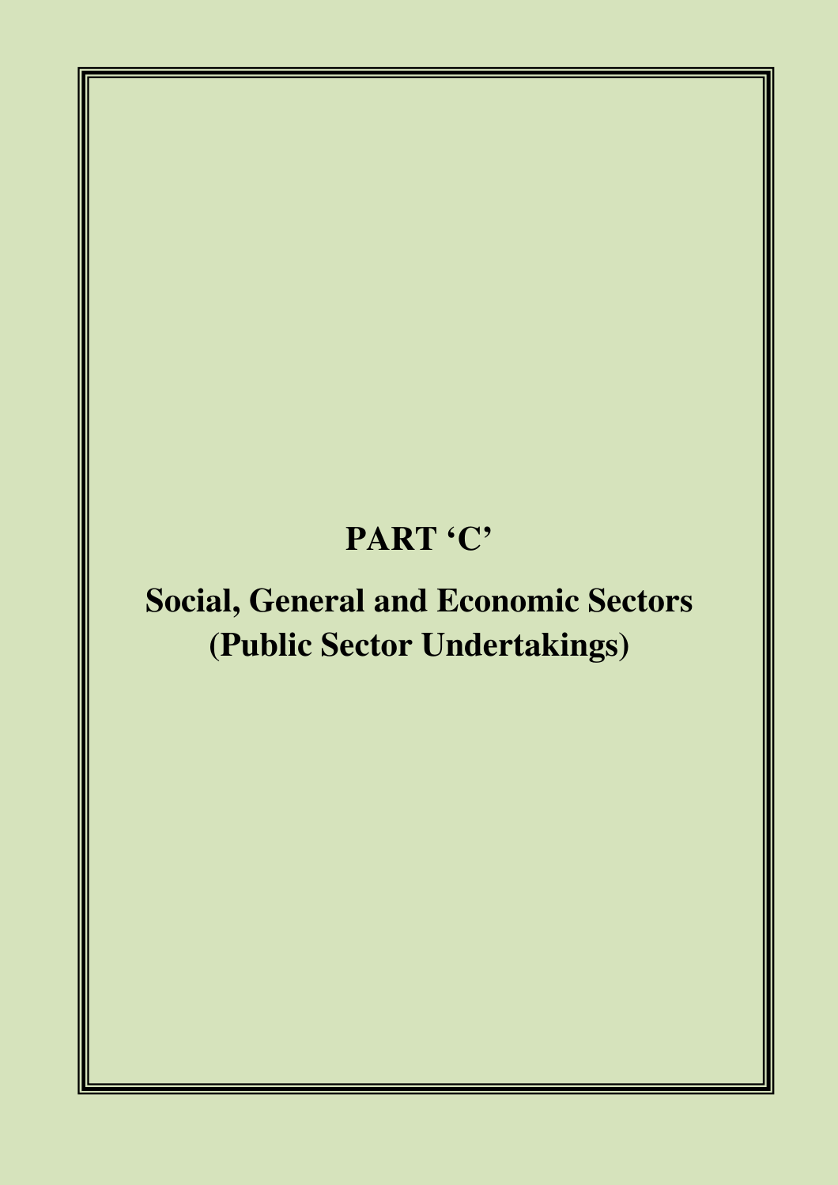# PART 'C'

## Social, General and Economic Sectors (Public Sector Undertakings)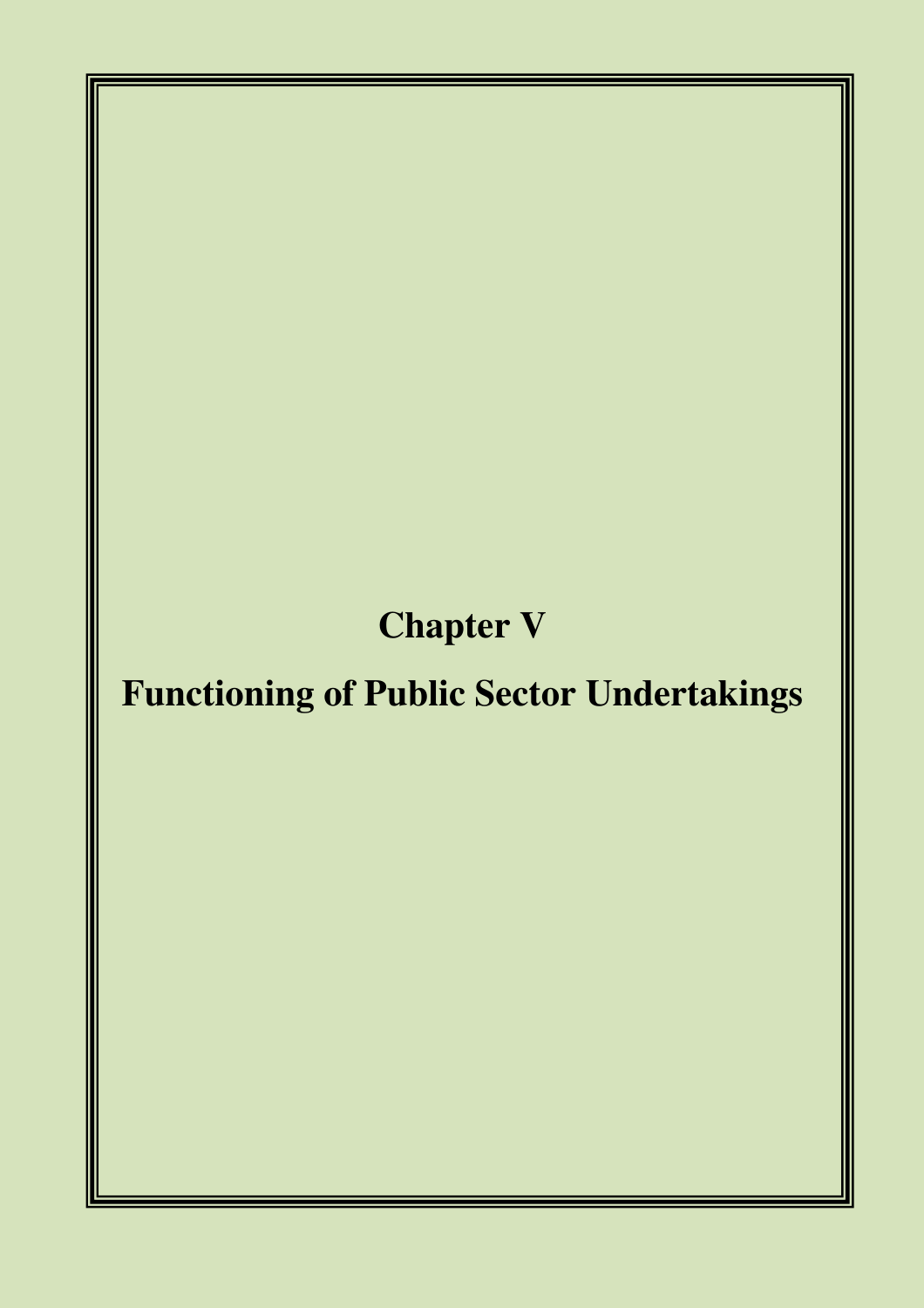# Chapter V

# Functioning of Public Sector Undertakings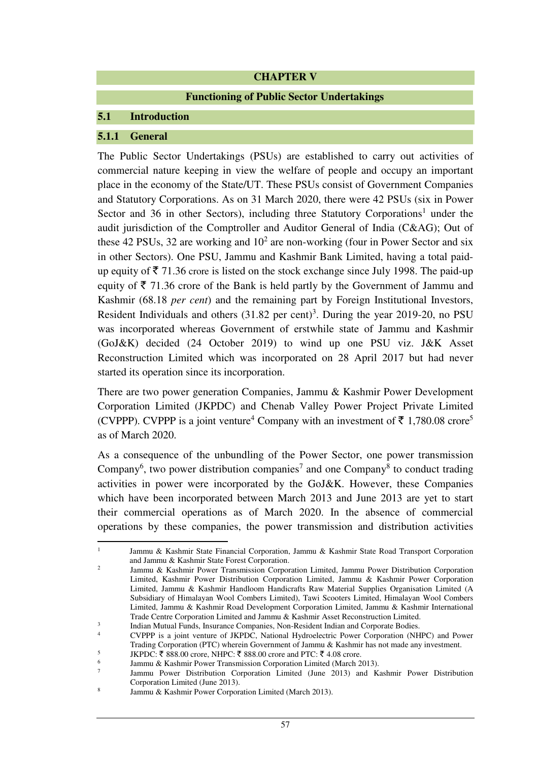# CHAPTER V

## Functioning of Public Sector Undertakings

### 5.1 Introduction

#### 5.1.1 General

The Public Sector Undertakings (PSUs) are established to carry out activities of commercial nature keeping in view the welfare of people and occupy an important place in the economy of the State/UT. These PSUs consist of Government Companies and Statutory Corporations. As on 31 March 2020, there were 42 PSUs (six in Power Sector and 36 in other Sectors), including three Statutory Corporations[1] under the audit jurisdiction of the Comptroller and Auditor General of India (C&AG); Out of these 42 PSUs, 32 are working and 10[2] are non-working (four in Power Sector and six in other Sectors). One PSU, Jammu and Kashmir Bank Limited, having a total paid-up equity of ₹ 71.36 crore is listed on the stock exchange since July 1998. The paid-up equity of ₹ 71.36 crore of the Bank is held partly by the Government of Jammu and Kashmir (68.18 *per cent*) and the remaining part by Foreign Institutional Investors, Resident Individuals and others (31.82 per cent)[3]. During the year 2019-20, no PSU was incorporated whereas Government of erstwhile state of Jammu and Kashmir (GoJ&K) decided (24 October 2019) to wind up one PSU viz. J&K Asset Reconstruction Limited which was incorporated on 28 April 2017 but had never started its operation since its incorporation.

There are two power generation Companies, Jammu & Kashmir Power Development Corporation Limited (JKPDC) and Chenab Valley Power Project Private Limited (CVPPP). CVPPP is a joint venture[4] Company with an investment of ₹ 1,780.08 crore[5] as of March 2020.

As a consequence of the unbundling of the Power Sector, one power transmission Company[6], two power distribution companies[7] and one Company[8] to conduct trading activities in power were incorporated by the GoJ&K. However, these Companies which have been incorporated between March 2013 and June 2013 are yet to start their commercial operations as of March 2020. In the absence of commercial operations by these companies, the power transmission and distribution activities

---

[1] Jammu & Kashmir State Financial Corporation, Jammu & Kashmir State Road Transport Corporation and Jammu & Kashmir State Forest Corporation.

[2] Jammu & Kashmir Power Transmission Corporation Limited, Jammu Power Distribution Corporation Limited, Kashmir Power Distribution Corporation Limited, Jammu & Kashmir Power Corporation Limited, Jammu & Kashmir Handloom Handicrafts Raw Material Supplies Organisation Limited (A Subsidiary of Himalayan Wool Combers Limited), Tawi Scooters Limited, Himalayan Wool Combers Limited, Jammu & Kashmir Road Development Corporation Limited, Jammu & Kashmir International Trade Centre Corporation Limited and Jammu & Kashmir Asset Reconstruction Limited.

[3] Indian Mutual Funds, Insurance Companies, Non-Resident Indian and Corporate Bodies.

[4] CVPPP is a joint venture of JKPDC, National Hydroelectric Power Corporation (NHPC) and Power Trading Corporation (PTC) wherein Government of Jammu & Kashmir has not made any investment.

[5] JKPDC: ₹ 888.00 crore, NHPC: ₹ 888.00 crore and PTC: ₹ 4.08 crore.

[6] Jammu & Kashmir Power Transmission Corporation Limited (March 2013).

[7] Jammu Power Distribution Corporation Limited (June 2013) and Kashmir Power Distribution Corporation Limited (June 2013).

[8] Jammu & Kashmir Power Corporation Limited (March 2013).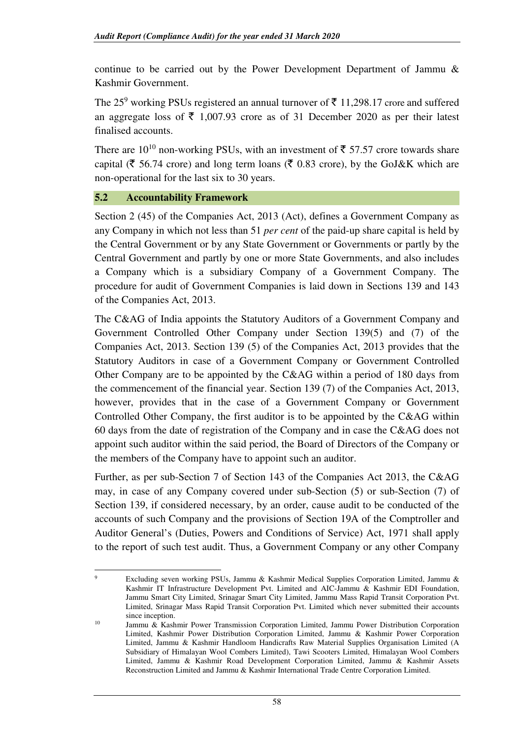continue to be carried out by the Power Development Department of Jammu & Kashmir Government.

The 25[9] working PSUs registered an annual turnover of ₹ 11,298.17 crore and suffered an aggregate loss of ₹ 1,007.93 crore as of 31 December 2020 as per their latest finalised accounts.

There are 10[10] non-working PSUs, with an investment of ₹ 57.57 crore towards share capital (₹ 56.74 crore) and long term loans (₹ 0.83 crore), by the GoJ&K which are non-operational for the last six to 30 years.

## 5.2 Accountability Framework

Section 2 (45) of the Companies Act, 2013 (Act), defines a Government Company as any Company in which not less than 51 *per cent* of the paid-up share capital is held by the Central Government or by any State Government or Governments or partly by the Central Government and partly by one or more State Governments, and also includes a Company which is a subsidiary Company of a Government Company. The procedure for audit of Government Companies is laid down in Sections 139 and 143 of the Companies Act, 2013.

The C&AG of India appoints the Statutory Auditors of a Government Company and Government Controlled Other Company under Section 139(5) and (7) of the Companies Act, 2013. Section 139 (5) of the Companies Act, 2013 provides that the Statutory Auditors in case of a Government Company or Government Controlled Other Company are to be appointed by the C&AG within a period of 180 days from the commencement of the financial year. Section 139 (7) of the Companies Act, 2013, however, provides that in the case of a Government Company or Government Controlled Other Company, the first auditor is to be appointed by the C&AG within 60 days from the date of registration of the Company and in case the C&AG does not appoint such auditor within the said period, the Board of Directors of the Company or the members of the Company have to appoint such an auditor.

Further, as per sub-Section 7 of Section 143 of the Companies Act 2013, the C&AG may, in case of any Company covered under sub-Section (5) or sub-Section (7) of Section 139, if considered necessary, by an order, cause audit to be conducted of the accounts of such Company and the provisions of Section 19A of the Comptroller and Auditor General's (Duties, Powers and Conditions of Service) Act, 1971 shall apply to the report of such test audit. Thus, a Government Company or any other Company

---

[9] Excluding seven working PSUs, Jammu & Kashmir Medical Supplies Corporation Limited, Jammu & Kashmir IT Infrastructure Development Pvt. Limited and AIC-Jammu & Kashmir EDI Foundation, Jammu Smart City Limited, Srinagar Smart City Limited, Jammu Mass Rapid Transit Corporation Pvt. Limited, Srinagar Mass Rapid Transit Corporation Pvt. Limited which never submitted their accounts since inception.

[10] Jammu & Kashmir Power Transmission Corporation Limited, Jammu Power Distribution Corporation Limited, Kashmir Power Distribution Corporation Limited, Jammu & Kashmir Power Corporation Limited, Jammu & Kashmir Handloom Handicrafts Raw Material Supplies Organisation Limited (A Subsidiary of Himalayan Wool Combers Limited), Tawi Scooters Limited, Himalayan Wool Combers Limited, Jammu & Kashmir Road Development Corporation Limited, Jammu & Kashmir Assets Reconstruction Limited and Jammu & Kashmir International Trade Centre Corporation Limited.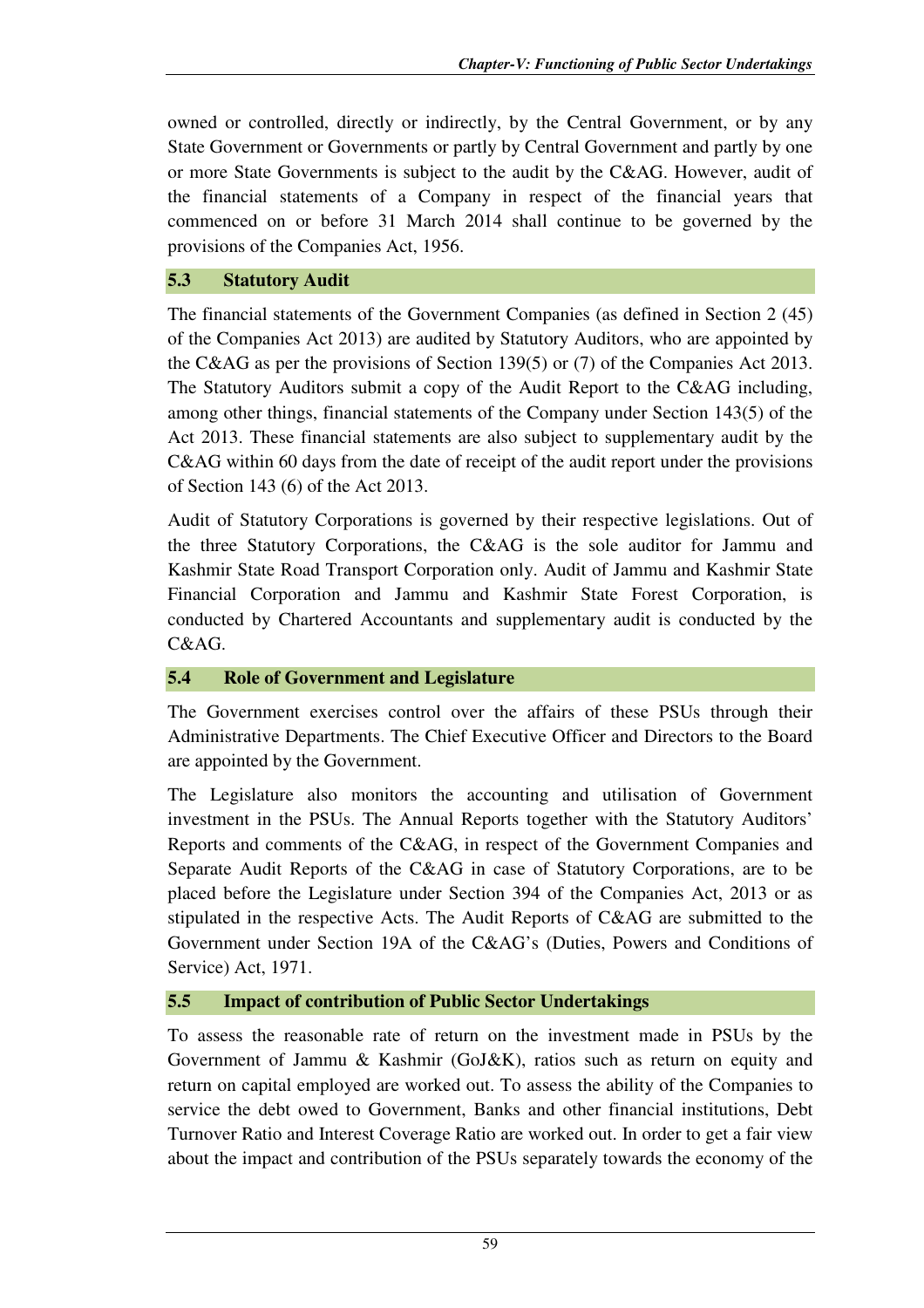owned or controlled, directly or indirectly, by the Central Government, or by any State Government or Governments or partly by Central Government and partly by one or more State Governments is subject to the audit by the C&AG. However, audit of the financial statements of a Company in respect of the financial years that commenced on or before 31 March 2014 shall continue to be governed by the provisions of the Companies Act, 1956.

## 5.3 Statutory Audit

The financial statements of the Government Companies (as defined in Section 2 (45) of the Companies Act 2013) are audited by Statutory Auditors, who are appointed by the C&AG as per the provisions of Section 139(5) or (7) of the Companies Act 2013. The Statutory Auditors submit a copy of the Audit Report to the C&AG including, among other things, financial statements of the Company under Section 143(5) of the Act 2013. These financial statements are also subject to supplementary audit by the C&AG within 60 days from the date of receipt of the audit report under the provisions of Section 143 (6) of the Act 2013.

Audit of Statutory Corporations is governed by their respective legislations. Out of the three Statutory Corporations, the C&AG is the sole auditor for Jammu and Kashmir State Road Transport Corporation only. Audit of Jammu and Kashmir State Financial Corporation and Jammu and Kashmir State Forest Corporation, is conducted by Chartered Accountants and supplementary audit is conducted by the C&AG.

## 5.4 Role of Government and Legislature

The Government exercises control over the affairs of these PSUs through their Administrative Departments. The Chief Executive Officer and Directors to the Board are appointed by the Government.

The Legislature also monitors the accounting and utilisation of Government investment in the PSUs. The Annual Reports together with the Statutory Auditors' Reports and comments of the C&AG, in respect of the Government Companies and Separate Audit Reports of the C&AG in case of Statutory Corporations, are to be placed before the Legislature under Section 394 of the Companies Act, 2013 or as stipulated in the respective Acts. The Audit Reports of C&AG are submitted to the Government under Section 19A of the C&AG's (Duties, Powers and Conditions of Service) Act, 1971.

## 5.5 Impact of contribution of Public Sector Undertakings

To assess the reasonable rate of return on the investment made in PSUs by the Government of Jammu & Kashmir (GoJ&K), ratios such as return on equity and return on capital employed are worked out. To assess the ability of the Companies to service the debt owed to Government, Banks and other financial institutions, Debt Turnover Ratio and Interest Coverage Ratio are worked out. In order to get a fair view about the impact and contribution of the PSUs separately towards the economy of the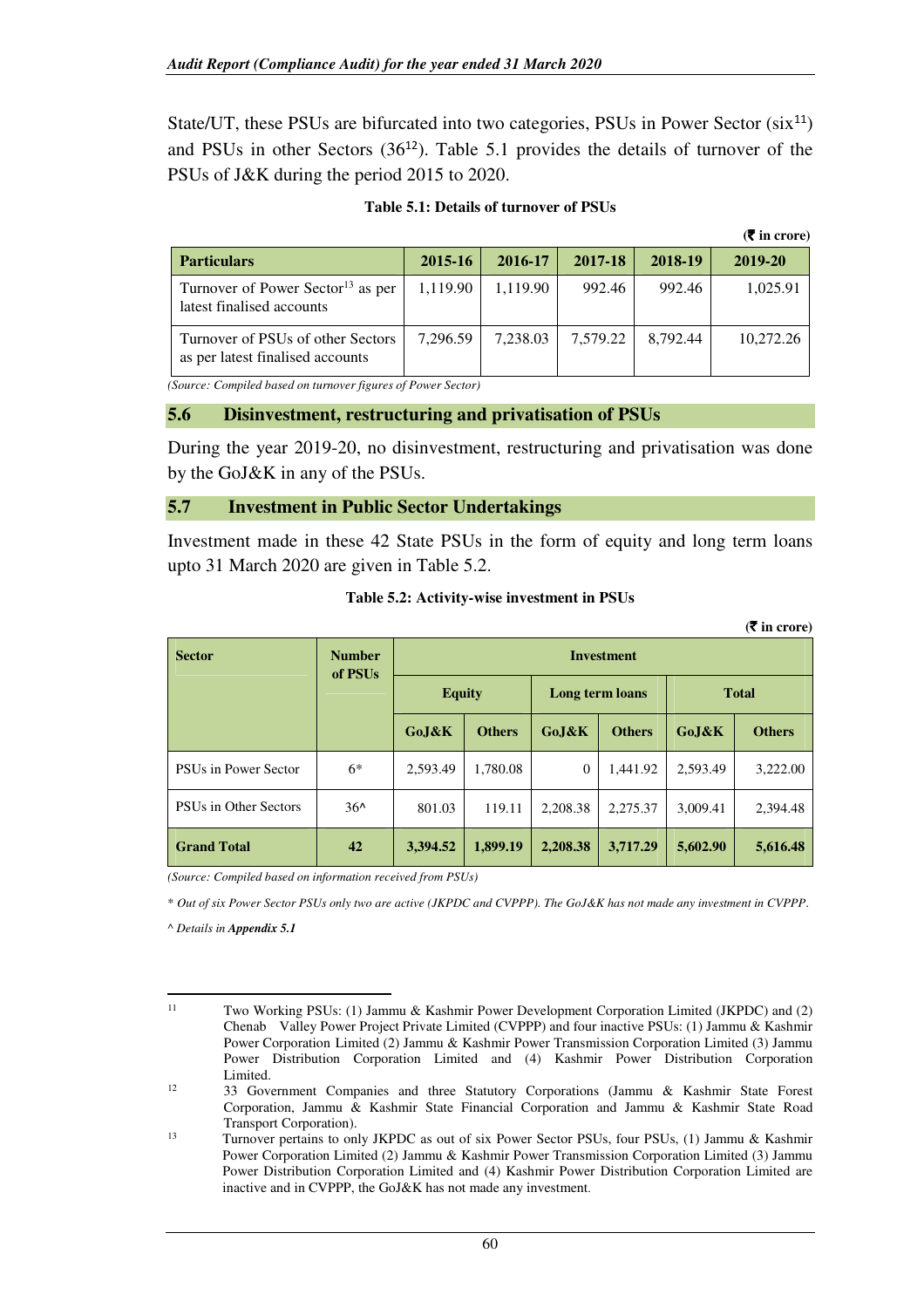State/UT, these PSUs are bifurcated into two categories, PSUs in Power Sector (six[11]) and PSUs in other Sectors (36[12]). Table 5.1 provides the details of turnover of the PSUs of J&K during the period 2015 to 2020.

**Table 5.1: Details of turnover of PSUs**

**(₹ in crore)**

| Particulars | 2015-16 | 2016-17 | 2017-18 | 2018-19 | 2019-20 |
|---|---|---|---|---|---|
| Turnover of Power Sector[13] as per latest finalised accounts | 1,119.90 | 1,119.90 | 992.46 | 992.46 | 1,025.91 |
| Turnover of PSUs of other Sectors as per latest finalised accounts | 7,296.59 | 7,238.03 | 7,579.22 | 8,792.44 | 10,272.26 |

*(Source: Compiled based on turnover figures of Power Sector)*

## 5.6 Disinvestment, restructuring and privatisation of PSUs

During the year 2019-20, no disinvestment, restructuring and privatisation was done by the GoJ&K in any of the PSUs.

## 5.7 Investment in Public Sector Undertakings

Investment made in these 42 State PSUs in the form of equity and long term loans upto 31 March 2020 are given in Table 5.2.

**Table 5.2: Activity-wise investment in PSUs**

**(₹ in crore)**

| Sector | Number of PSUs | Investment | | | | | |
|---|---|---|---|---|---|---|---|
| | | Equity | | Long term loans | | Total | |
| | | GoJ&K | Others | GoJ&K | Others | GoJ&K | Others |
| PSUs in Power Sector | 6* | 2,593.49 | 1,780.08 | 0 | 1,441.92 | 2,593.49 | 3,222.00 |
| PSUs in Other Sectors | 36^ | 801.03 | 119.11 | 2,208.38 | 2,275.37 | 3,009.41 | 2,394.48 |
| **Grand Total** | **42** | **3,394.52** | **1,899.19** | **2,208.38** | **3,717.29** | **5,602.90** | **5,616.48** |

*(Source: Compiled based on information received from PSUs)*

* *Out of six Power Sector PSUs only two are active (JKPDC and CVPPP). The GoJ&K has not made any investment in CVPPP.*

^ *Details in* ***Appendix 5.1***

---

[11] Two Working PSUs: (1) Jammu & Kashmir Power Development Corporation Limited (JKPDC) and (2) Chenab Valley Power Project Private Limited (CVPPP) and four inactive PSUs: (1) Jammu & Kashmir Power Corporation Limited (2) Jammu & Kashmir Power Transmission Corporation Limited (3) Jammu Power Distribution Corporation Limited and (4) Kashmir Power Distribution Corporation Limited.

[12] 33 Government Companies and three Statutory Corporations (Jammu & Kashmir State Forest Corporation, Jammu & Kashmir State Financial Corporation and Jammu & Kashmir State Road Transport Corporation).

[13] Turnover pertains to only JKPDC as out of six Power Sector PSUs, four PSUs, (1) Jammu & Kashmir Power Corporation Limited (2) Jammu & Kashmir Power Transmission Corporation Limited (3) Jammu Power Distribution Corporation Limited and (4) Kashmir Power Distribution Corporation Limited are inactive and in CVPPP, the GoJ&K has not made any investment.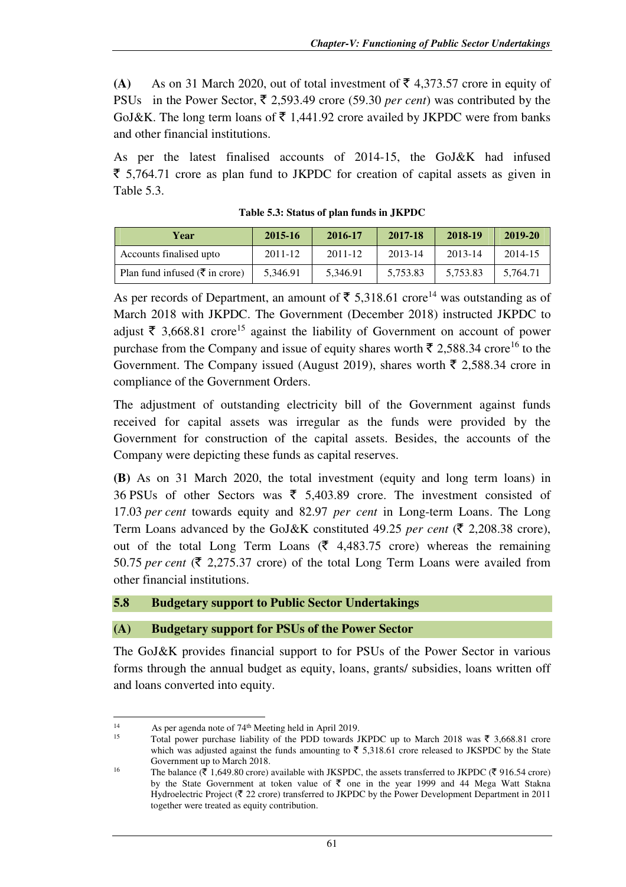**(A)** As on 31 March 2020, out of total investment of ₹ 4,373.57 crore in equity of PSUs in the Power Sector, ₹ 2,593.49 crore (59.30 *per cent*) was contributed by the GoJ&K. The long term loans of ₹ 1,441.92 crore availed by JKPDC were from banks and other financial institutions.

As per the latest finalised accounts of 2014-15, the GoJ&K had infused ₹ 5,764.71 crore as plan fund to JKPDC for creation of capital assets as given in Table 5.3.

**Table 5.3: Status of plan funds in JKPDC**

| Year | 2015-16 | 2016-17 | 2017-18 | 2018-19 | 2019-20 |
|---|---|---|---|---|---|
| Accounts finalised upto | 2011-12 | 2011-12 | 2013-14 | 2013-14 | 2014-15 |
| Plan fund infused (₹ in crore) | 5,346.91 | 5,346.91 | 5,753.83 | 5,753.83 | 5,764.71 |

As per records of Department, an amount of ₹ 5,318.61 crore[14] was outstanding as of March 2018 with JKPDC. The Government (December 2018) instructed JKPDC to adjust ₹ 3,668.81 crore[15] against the liability of Government on account of power purchase from the Company and issue of equity shares worth ₹ 2,588.34 crore[16] to the Government. The Company issued (August 2019), shares worth ₹ 2,588.34 crore in compliance of the Government Orders.

The adjustment of outstanding electricity bill of the Government against funds received for capital assets was irregular as the funds were provided by the Government for construction of the capital assets. Besides, the accounts of the Company were depicting these funds as capital reserves.

**(B)** As on 31 March 2020, the total investment (equity and long term loans) in 36 PSUs of other Sectors was ₹ 5,403.89 crore. The investment consisted of 17.03 *per cent* towards equity and 82.97 *per cent* in Long-term Loans. The Long Term Loans advanced by the GoJ&K constituted 49.25 *per cent* (₹ 2,208.38 crore), out of the total Long Term Loans (₹ 4,483.75 crore) whereas the remaining 50.75 *per cent* (₹ 2,275.37 crore) of the total Long Term Loans were availed from other financial institutions.

## 5.8 Budgetary support to Public Sector Undertakings

### (A) Budgetary support for PSUs of the Power Sector

The GoJ&K provides financial support to for PSUs of the Power Sector in various forms through the annual budget as equity, loans, grants/ subsidies, loans written off and loans converted into equity.

---

[14] As per agenda note of 74th Meeting held in April 2019.

[15] Total power purchase liability of the PDD towards JKPDC up to March 2018 was ₹ 3,668.81 crore which was adjusted against the funds amounting to ₹ 5,318.61 crore released to JKSPDC by the State Government up to March 2018.

[16] The balance (₹ 1,649.80 crore) available with JKSPDC, the assets transferred to JKPDC (₹ 916.54 crore) by the State Government at token value of ₹ one in the year 1999 and 44 Mega Watt Stakna Hydroelectric Project (₹ 22 crore) transferred to JKPDC by the Power Development Department in 2011 together were treated as equity contribution.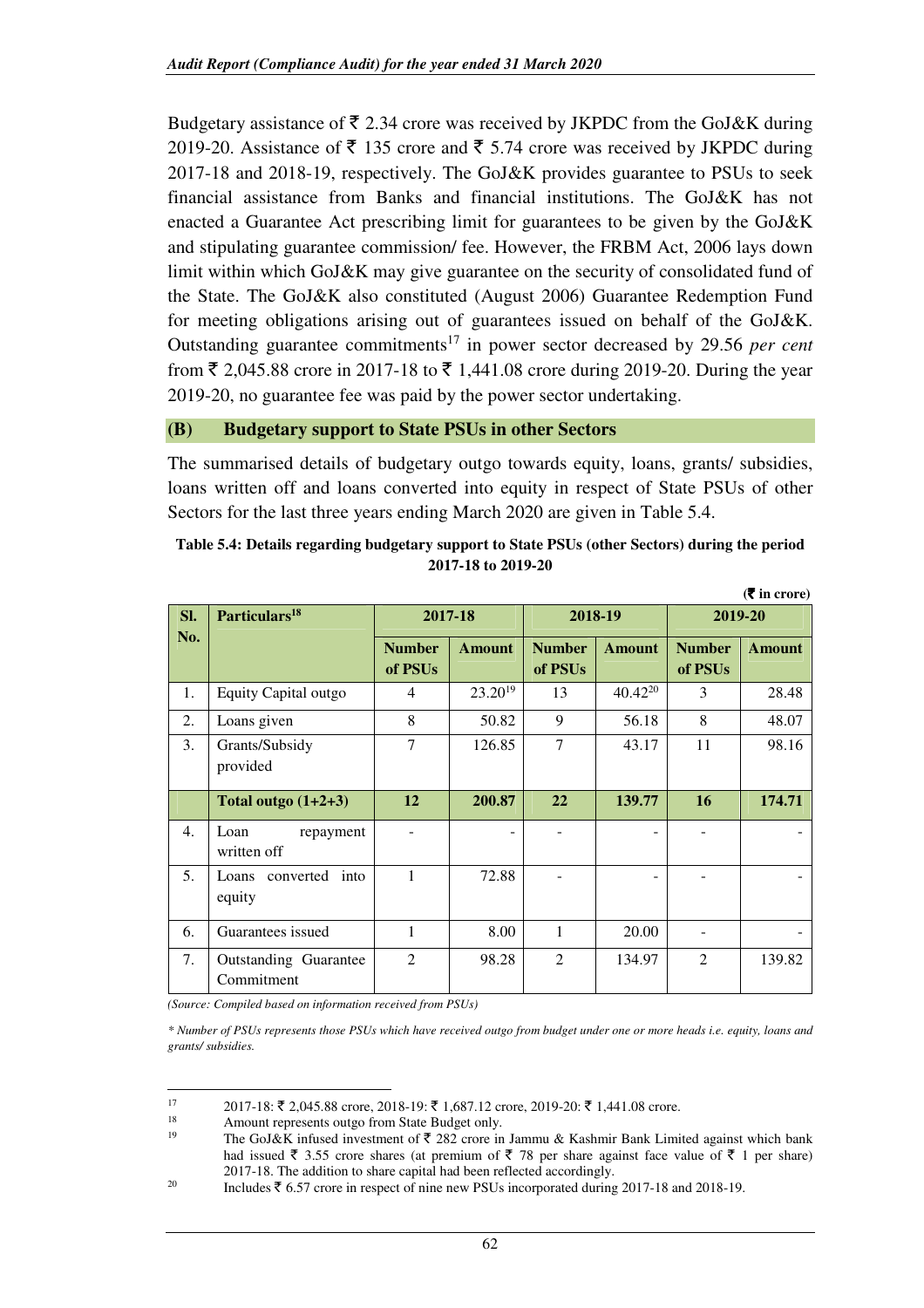Budgetary assistance of ₹ 2.34 crore was received by JKPDC from the GoJ&K during 2019-20. Assistance of ₹ 135 crore and ₹ 5.74 crore was received by JKPDC during 2017-18 and 2018-19, respectively. The GoJ&K provides guarantee to PSUs to seek financial assistance from Banks and financial institutions. The GoJ&K has not enacted a Guarantee Act prescribing limit for guarantees to be given by the GoJ&K and stipulating guarantee commission/ fee. However, the FRBM Act, 2006 lays down limit within which GoJ&K may give guarantee on the security of consolidated fund of the State. The GoJ&K also constituted (August 2006) Guarantee Redemption Fund for meeting obligations arising out of guarantees issued on behalf of the GoJ&K. Outstanding guarantee commitments[17] in power sector decreased by 29.56 *per cent* from ₹ 2,045.88 crore in 2017-18 to ₹ 1,441.08 crore during 2019-20. During the year 2019-20, no guarantee fee was paid by the power sector undertaking.

### (B) Budgetary support to State PSUs in other Sectors

The summarised details of budgetary outgo towards equity, loans, grants/ subsidies, loans written off and loans converted into equity in respect of State PSUs of other Sectors for the last three years ending March 2020 are given in Table 5.4.

**Table 5.4: Details regarding budgetary support to State PSUs (other Sectors) during the period 2017-18 to 2019-20**

**(₹ in crore)**

| Sl. No. | Particulars[18] | 2017-18 | | 2018-19 | | 2019-20 | |
|---|---|---|---|---|---|---|---|
| | | Number of PSUs | Amount | Number of PSUs | Amount | Number of PSUs | Amount |
| 1. | Equity Capital outgo | 4 | 23.20[19] | 13 | 40.42[20] | 3 | 28.48 |
| 2. | Loans given | 8 | 50.82 | 9 | 56.18 | 8 | 48.07 |
| 3. | Grants/Subsidy provided | 7 | 126.85 | 7 | 43.17 | 11 | 98.16 |
| | **Total outgo (1+2+3)** | **12** | **200.87** | **22** | **139.77** | **16** | **174.71** |
| 4. | Loan repayment written off | - | - | - | - | - | - |
| 5. | Loans converted into equity | 1 | 72.88 | - | - | - | - |
| 6. | Guarantees issued | 1 | 8.00 | 1 | 20.00 | - | - |
| 7. | Outstanding Guarantee Commitment | 2 | 98.28 | 2 | 134.97 | 2 | 139.82 |

*(Source: Compiled based on information received from PSUs)*

*\* Number of PSUs represents those PSUs which have received outgo from budget under one or more heads i.e. equity, loans and grants/ subsidies.*

---

[17] 2017-18: ₹ 2,045.88 crore, 2018-19: ₹ 1,687.12 crore, 2019-20: ₹ 1,441.08 crore.

[18] Amount represents outgo from State Budget only.

[19] The GoJ&K infused investment of ₹ 282 crore in Jammu & Kashmir Bank Limited against which bank had issued ₹ 3.55 crore shares (at premium of ₹ 78 per share against face value of ₹ 1 per share) 2017-18. The addition to share capital had been reflected accordingly.

[20] Includes ₹ 6.57 crore in respect of nine new PSUs incorporated during 2017-18 and 2018-19.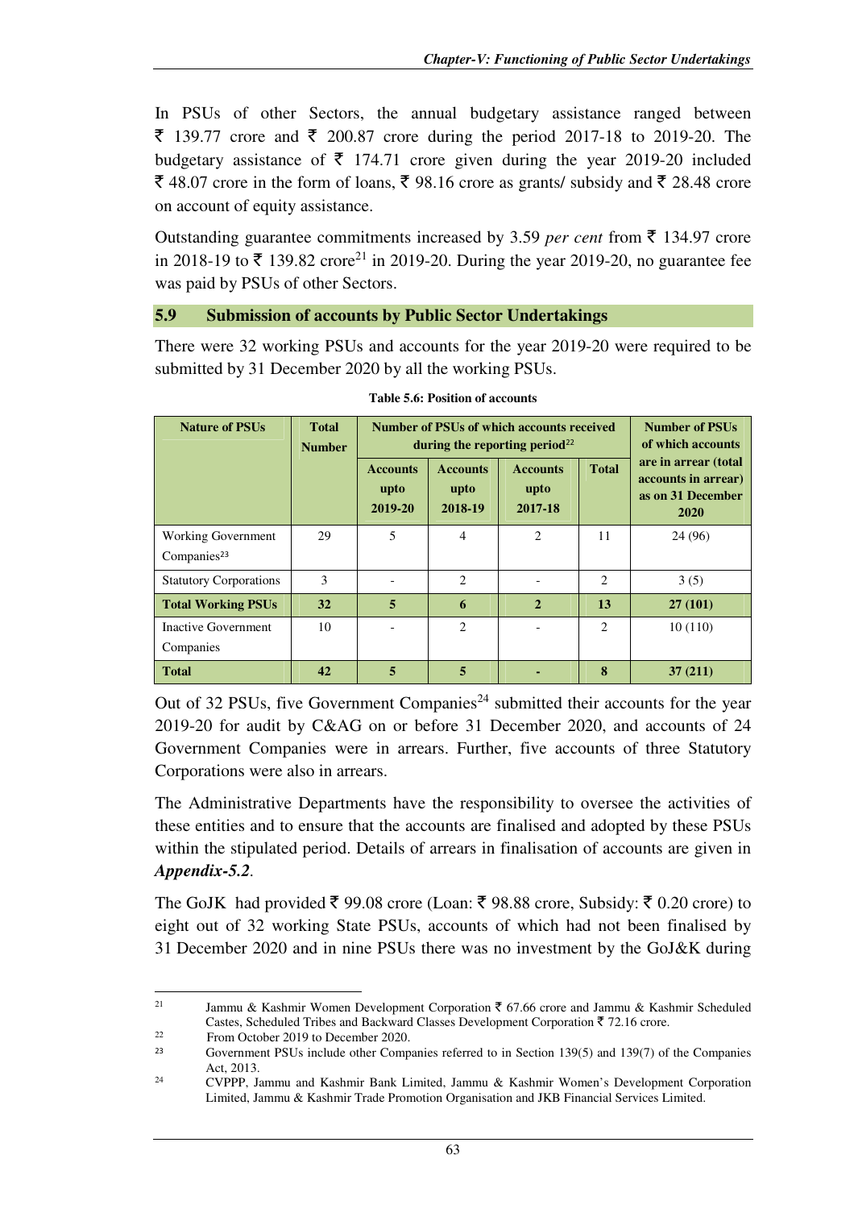In PSUs of other Sectors, the annual budgetary assistance ranged between ₹ 139.77 crore and ₹ 200.87 crore during the period 2017-18 to 2019-20. The budgetary assistance of ₹ 174.71 crore given during the year 2019-20 included ₹ 48.07 crore in the form of loans, ₹ 98.16 crore as grants/ subsidy and ₹ 28.48 crore on account of equity assistance.

Outstanding guarantee commitments increased by 3.59 *per cent* from ₹ 134.97 crore in 2018-19 to ₹ 139.82 crore[21] in 2019-20. During the year 2019-20, no guarantee fee was paid by PSUs of other Sectors.

## 5.9 Submission of accounts by Public Sector Undertakings

There were 32 working PSUs and accounts for the year 2019-20 were required to be submitted by 31 December 2020 by all the working PSUs.

**Table 5.6: Position of accounts**

| Nature of PSUs | Total Number | Number of PSUs of which accounts received during the reporting period[22] | | | | Number of PSUs of which accounts are in arrear (total accounts in arrear) as on 31 December 2020 |
|---|---|---|---|---|---|---|
| | | Accounts upto 2019-20 | Accounts upto 2018-19 | Accounts upto 2017-18 | Total | |
| Working Government Companies[23] | 29 | 5 | 4 | 2 | 11 | 24 (96) |
| Statutory Corporations | 3 | - | 2 | - | 2 | 3 (5) |
| **Total Working PSUs** | **32** | **5** | **6** | **2** | **13** | **27 (101)** |
| Inactive Government Companies | 10 | - | 2 | - | 2 | 10 (110) |
| **Total** | **42** | **5** | **5** | **-** | **8** | **37 (211)** |

Out of 32 PSUs, five Government Companies[24] submitted their accounts for the year 2019-20 for audit by C&AG on or before 31 December 2020, and accounts of 24 Government Companies were in arrears. Further, five accounts of three Statutory Corporations were also in arrears.

The Administrative Departments have the responsibility to oversee the activities of these entities and to ensure that the accounts are finalised and adopted by these PSUs within the stipulated period. Details of arrears in finalisation of accounts are given in ***Appendix-5.2***.

The GoJK had provided ₹ 99.08 crore (Loan: ₹ 98.88 crore, Subsidy: ₹ 0.20 crore) to eight out of 32 working State PSUs, accounts of which had not been finalised by 31 December 2020 and in nine PSUs there was no investment by the GoJ&K during

---

[21] Jammu & Kashmir Women Development Corporation ₹ 67.66 crore and Jammu & Kashmir Scheduled Castes, Scheduled Tribes and Backward Classes Development Corporation ₹ 72.16 crore.

[22] From October 2019 to December 2020.

[23] Government PSUs include other Companies referred to in Section 139(5) and 139(7) of the Companies Act, 2013.

[24] CVPPP, Jammu and Kashmir Bank Limited, Jammu & Kashmir Women's Development Corporation Limited, Jammu & Kashmir Trade Promotion Organisation and JKB Financial Services Limited.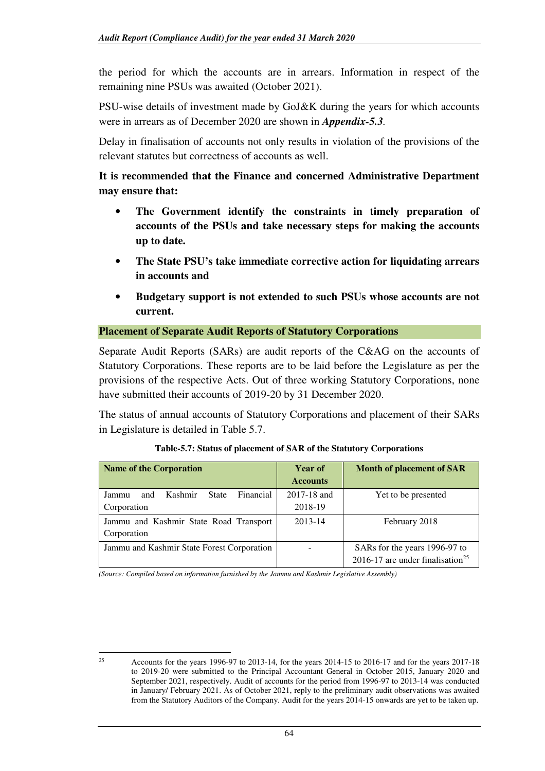the period for which the accounts are in arrears. Information in respect of the remaining nine PSUs was awaited (October 2021).

PSU-wise details of investment made by GoJ&K during the years for which accounts were in arrears as of December 2020 are shown in ***Appendix-5.3***.

Delay in finalisation of accounts not only results in violation of the provisions of the relevant statutes but correctness of accounts as well.

**It is recommended that the Finance and concerned Administrative Department may ensure that:**

- **The Government identify the constraints in timely preparation of accounts of the PSUs and take necessary steps for making the accounts up to date.**
- **The State PSU's take immediate corrective action for liquidating arrears in accounts and**
- **Budgetary support is not extended to such PSUs whose accounts are not current.**

## Placement of Separate Audit Reports of Statutory Corporations

Separate Audit Reports (SARs) are audit reports of the C&AG on the accounts of Statutory Corporations. These reports are to be laid before the Legislature as per the provisions of the respective Acts. Out of three working Statutory Corporations, none have submitted their accounts of 2019-20 by 31 December 2020.

The status of annual accounts of Statutory Corporations and placement of their SARs in Legislature is detailed in Table 5.7.

**Table-5.7: Status of placement of SAR of the Statutory Corporations**

| Name of the Corporation | Year of Accounts | Month of placement of SAR |
|---|---|---|
| Jammu and Kashmir State Financial Corporation | 2017-18 and 2018-19 | Yet to be presented |
| Jammu and Kashmir State Road Transport Corporation | 2013-14 | February 2018 |
| Jammu and Kashmir State Forest Corporation | - | SARs for the years 1996-97 to 2016-17 are under finalisation[25] |

*(Source: Compiled based on information furnished by the Jammu and Kashmir Legislative Assembly)*

---

[25] Accounts for the years 1996-97 to 2013-14, for the years 2014-15 to 2016-17 and for the years 2017-18 to 2019-20 were submitted to the Principal Accountant General in October 2015, January 2020 and September 2021, respectively. Audit of accounts for the period from 1996-97 to 2013-14 was conducted in January/ February 2021. As of October 2021, reply to the preliminary audit observations was awaited from the Statutory Auditors of the Company. Audit for the years 2014-15 onwards are yet to be taken up.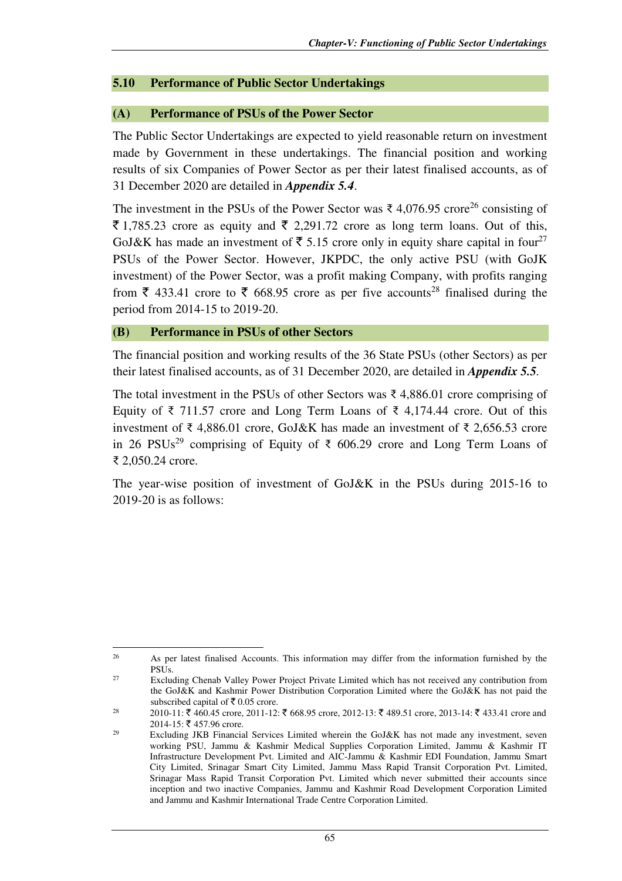## 5.10 Performance of Public Sector Undertakings

### (A) Performance of PSUs of the Power Sector

The Public Sector Undertakings are expected to yield reasonable return on investment made by Government in these undertakings. The financial position and working results of six Companies of Power Sector as per their latest finalised accounts, as of 31 December 2020 are detailed in ***Appendix 5.4***.

The investment in the PSUs of the Power Sector was ₹ 4,076.95 crore[26] consisting of ₹ 1,785.23 crore as equity and ₹ 2,291.72 crore as long term loans. Out of this, GoJ&K has made an investment of ₹ 5.15 crore only in equity share capital in four[27] PSUs of the Power Sector. However, JKPDC, the only active PSU (with GoJK investment) of the Power Sector, was a profit making Company, with profits ranging from ₹ 433.41 crore to ₹ 668.95 crore as per five accounts[28] finalised during the period from 2014-15 to 2019-20.

### (B) Performance in PSUs of other Sectors

The financial position and working results of the 36 State PSUs (other Sectors) as per their latest finalised accounts, as of 31 December 2020, are detailed in ***Appendix 5.5***.

The total investment in the PSUs of other Sectors was ₹ 4,886.01 crore comprising of Equity of ₹ 711.57 crore and Long Term Loans of ₹ 4,174.44 crore. Out of this investment of ₹ 4,886.01 crore, GoJ&K has made an investment of ₹ 2,656.53 crore in 26 PSUs[29] comprising of Equity of ₹ 606.29 crore and Long Term Loans of ₹ 2,050.24 crore.

The year-wise position of investment of GoJ&K in the PSUs during 2015-16 to 2019-20 is as follows:

---

[26] As per latest finalised Accounts. This information may differ from the information furnished by the PSUs.

[27] Excluding Chenab Valley Power Project Private Limited which has not received any contribution from the GoJ&K and Kashmir Power Distribution Corporation Limited where the GoJ&K has not paid the subscribed capital of ₹ 0.05 crore.

[28] 2010-11: ₹ 460.45 crore, 2011-12: ₹ 668.95 crore, 2012-13: ₹ 489.51 crore, 2013-14: ₹ 433.41 crore and 2014-15: ₹ 457.96 crore.

[29] Excluding JKB Financial Services Limited wherein the GoJ&K has not made any investment, seven working PSU, Jammu & Kashmir Medical Supplies Corporation Limited, Jammu & Kashmir IT Infrastructure Development Pvt. Limited and AIC-Jammu & Kashmir EDI Foundation, Jammu Smart City Limited, Srinagar Smart City Limited, Jammu Mass Rapid Transit Corporation Pvt. Limited, Srinagar Mass Rapid Transit Corporation Pvt. Limited which never submitted their accounts since inception and two inactive Companies, Jammu and Kashmir Road Development Corporation Limited and Jammu and Kashmir International Trade Centre Corporation Limited.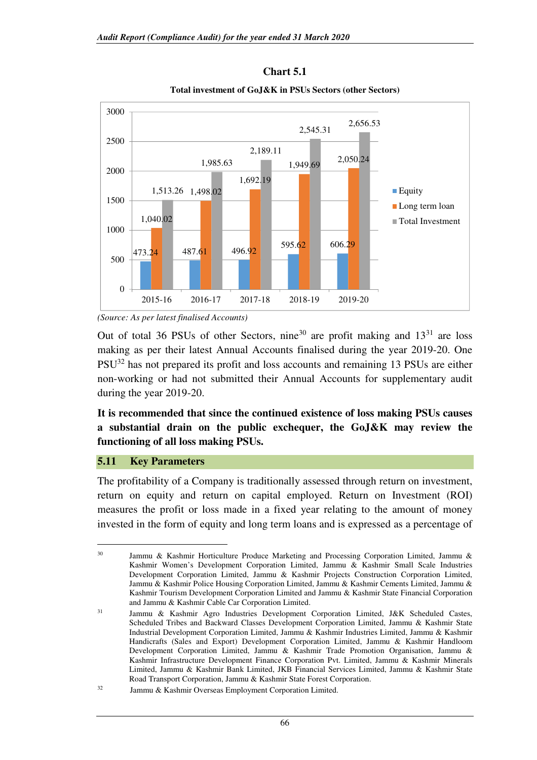**Chart 5.1**

**Total investment of GoJ&K in PSUs Sectors (other Sectors)**

| Year | Equity | Long term loan | Total Investment |
|---|---|---|---|
| 2015-16 | 473.24 | 1,040.02 | 1,513.26 |
| 2016-17 | 487.61 | 1,498.02 | 1,985.63 |
| 2017-18 | 496.92 | 1,692.19 | 2,189.11 |
| 2018-19 | 595.62 | 1,949.69 | 2,545.31 |
| 2019-20 | 606.29 | 2,050.24 | 2,656.53 |

*(Source: As per latest finalised Accounts)*

Out of total 36 PSUs of other Sectors, nine[30] are profit making and 13[31] are loss making as per their latest Annual Accounts finalised during the year 2019-20. One PSU[32] has not prepared its profit and loss accounts and remaining 13 PSUs are either non-working or had not submitted their Annual Accounts for supplementary audit during the year 2019-20.

**It is recommended that since the continued existence of loss making PSUs causes a substantial drain on the public exchequer, the GoJ&K may review the functioning of all loss making PSUs.**

## 5.11 Key Parameters

The profitability of a Company is traditionally assessed through return on investment, return on equity and return on capital employed. Return on Investment (ROI) measures the profit or loss made in a fixed year relating to the amount of money invested in the form of equity and long term loans and is expressed as a percentage of

---

[30] Jammu & Kashmir Horticulture Produce Marketing and Processing Corporation Limited, Jammu & Kashmir Women's Development Corporation Limited, Jammu & Kashmir Small Scale Industries Development Corporation Limited, Jammu & Kashmir Projects Construction Corporation Limited, Jammu & Kashmir Police Housing Corporation Limited, Jammu & Kashmir Cements Limited, Jammu & Kashmir Tourism Development Corporation Limited and Jammu & Kashmir State Financial Corporation and Jammu & Kashmir Cable Car Corporation Limited.

[31] Jammu & Kashmir Agro Industries Development Corporation Limited, J&K Scheduled Castes, Scheduled Tribes and Backward Classes Development Corporation Limited, Jammu & Kashmir State Industrial Development Corporation Limited, Jammu & Kashmir Industries Limited, Jammu & Kashmir Handicrafts (Sales and Export) Development Corporation Limited, Jammu & Kashmir Handloom Development Corporation Limited, Jammu & Kashmir Trade Promotion Organisation, Jammu & Kashmir Infrastructure Development Finance Corporation Pvt. Limited, Jammu & Kashmir Minerals Limited, Jammu & Kashmir Bank Limited, JKB Financial Services Limited, Jammu & Kashmir State Road Transport Corporation, Jammu & Kashmir State Forest Corporation.

[32] Jammu & Kashmir Overseas Employment Corporation Limited.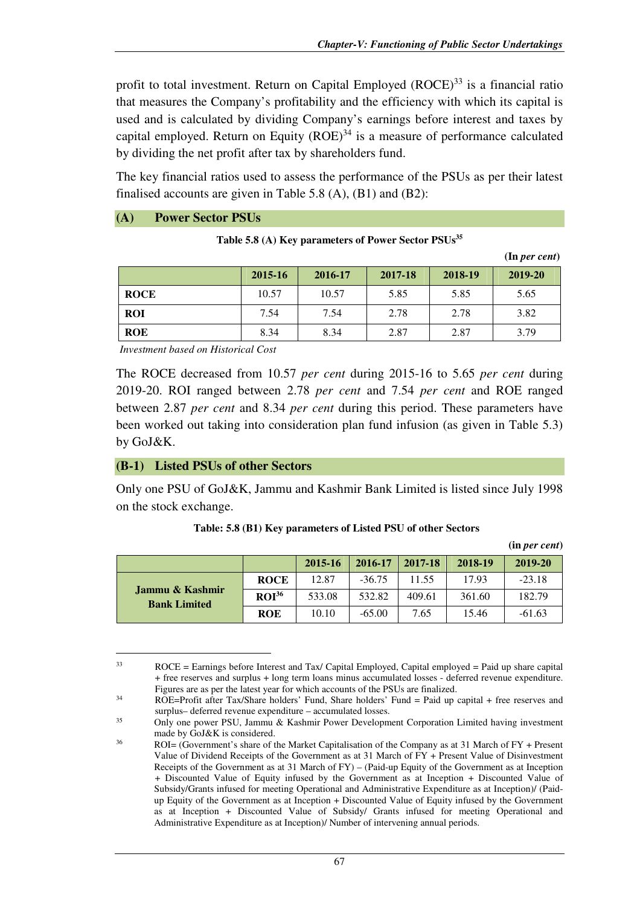profit to total investment. Return on Capital Employed (ROCE)[33] is a financial ratio that measures the Company's profitability and the efficiency with which its capital is used and is calculated by dividing Company's earnings before interest and taxes by capital employed. Return on Equity (ROE)[34] is a measure of performance calculated by dividing the net profit after tax by shareholders fund.

The key financial ratios used to assess the performance of the PSUs as per their latest finalised accounts are given in Table 5.8 (A), (B1) and (B2):

## (A) Power Sector PSUs

**Table 5.8 (A) Key parameters of Power Sector PSUs[35]**

**(In *per cent*)**

| | 2015-16 | 2016-17 | 2017-18 | 2018-19 | 2019-20 |
|---|---|---|---|---|---|
| **ROCE** | 10.57 | 10.57 | 5.85 | 5.85 | 5.65 |
| **ROI** | 7.54 | 7.54 | 2.78 | 2.78 | 3.82 |
| **ROE** | 8.34 | 8.34 | 2.87 | 2.87 | 3.79 |

*Investment based on Historical Cost*

The ROCE decreased from 10.57 *per cent* during 2015-16 to 5.65 *per cent* during 2019-20. ROI ranged between 2.78 *per cent* and 7.54 *per cent* and ROE ranged between 2.87 *per cent* and 8.34 *per cent* during this period. These parameters have been worked out taking into consideration plan fund infusion (as given in Table 5.3) by GoJ&K.

## (B-1) Listed PSUs of other Sectors

Only one PSU of GoJ&K, Jammu and Kashmir Bank Limited is listed since July 1998 on the stock exchange.

**Table: 5.8 (B1) Key parameters of Listed PSU of other Sectors**

**(in *per cent*)**

| | | 2015-16 | 2016-17 | 2017-18 | 2018-19 | 2019-20 |
|---|---|---|---|---|---|---|
| **Jammu & Kashmir Bank Limited** | **ROCE** | 12.87 | -36.75 | 11.55 | 17.93 | -23.18 |
| | **ROI[36]** | 533.08 | 532.82 | 409.61 | 361.60 | 182.79 |
| | **ROE** | 10.10 | -65.00 | 7.65 | 15.46 | -61.63 |

---

[33] ROCE = Earnings before Interest and Tax/ Capital Employed, Capital employed = Paid up share capital + free reserves and surplus + long term loans minus accumulated losses - deferred revenue expenditure. Figures are as per the latest year for which accounts of the PSUs are finalized.

[34] ROE=Profit after Tax/Share holders' Fund, Share holders' Fund = Paid up capital + free reserves and surplus– deferred revenue expenditure – accumulated losses.

[35] Only one power PSU, Jammu & Kashmir Power Development Corporation Limited having investment made by GoJ&K is considered.

[36] ROI= (Government's share of the Market Capitalisation of the Company as at 31 March of FY + Present Value of Dividend Receipts of the Government as at 31 March of FY + Present Value of Disinvestment Receipts of the Government as at 31 March of FY) – (Paid-up Equity of the Government as at Inception + Discounted Value of Equity infused by the Government as at Inception + Discounted Value of Subsidy/Grants infused for meeting Operational and Administrative Expenditure as at Inception)/ (Paid-up Equity of the Government as at Inception + Discounted Value of Equity infused by the Government as at Inception + Discounted Value of Subsidy/ Grants infused for meeting Operational and Administrative Expenditure as at Inception)/ Number of intervening annual periods.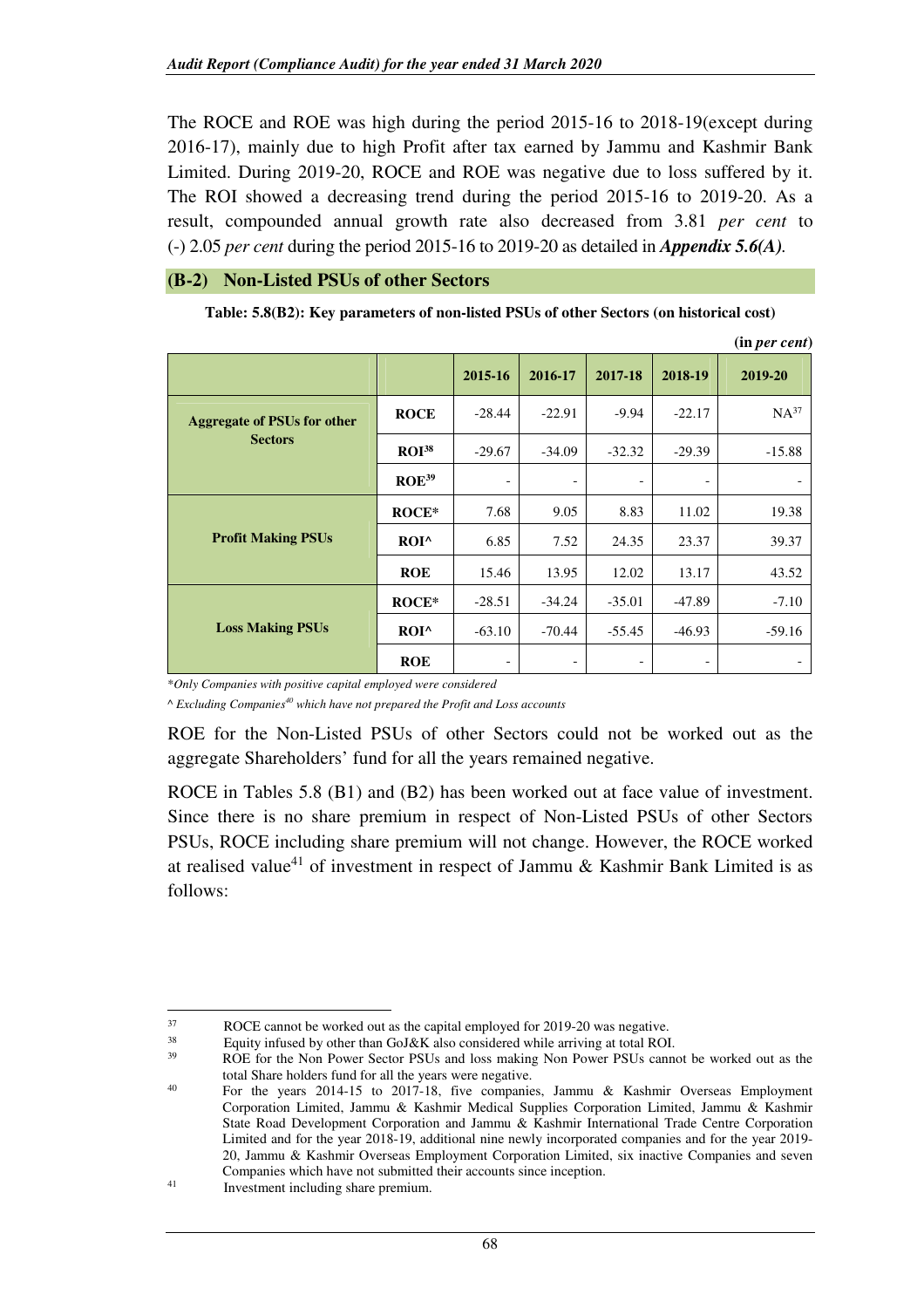The ROCE and ROE was high during the period 2015-16 to 2018-19(except during 2016-17), mainly due to high Profit after tax earned by Jammu and Kashmir Bank Limited. During 2019-20, ROCE and ROE was negative due to loss suffered by it. The ROI showed a decreasing trend during the period 2015-16 to 2019-20. As a result, compounded annual growth rate also decreased from 3.81 *per cent* to (-) 2.05 *per cent* during the period 2015-16 to 2019-20 as detailed in ***Appendix 5.6(A)***.

## (B-2) Non-Listed PSUs of other Sectors

**Table: 5.8(B2): Key parameters of non-listed PSUs of other Sectors (on historical cost)**

**(in *per cent*)**

| | | 2015-16 | 2016-17 | 2017-18 | 2018-19 | 2019-20 |
|---|---|---|---|---|---|---|
| **Aggregate of PSUs for other Sectors** | **ROCE** | -28.44 | -22.91 | -9.94 | -22.17 | NA[37] |
| | **ROI[38]** | -29.67 | -34.09 | -32.32 | -29.39 | -15.88 |
| | **ROE[39]** | - | - | - | - | - |
| **Profit Making PSUs** | **ROCE*** | 7.68 | 9.05 | 8.83 | 11.02 | 19.38 |
| | **ROI^** | 6.85 | 7.52 | 24.35 | 23.37 | 39.37 |
| | **ROE** | 15.46 | 13.95 | 12.02 | 13.17 | 43.52 |
| **Loss Making PSUs** | **ROCE*** | -28.51 | -34.24 | -35.01 | -47.89 | -7.10 |
| | **ROI^** | -63.10 | -70.44 | -55.45 | -46.93 | -59.16 |
| | **ROE** | - | - | - | - | - |

**Only Companies with positive capital employed were considered*

*^ Excluding Companies[40] which have not prepared the Profit and Loss accounts*

ROE for the Non-Listed PSUs of other Sectors could not be worked out as the aggregate Shareholders' fund for all the years remained negative.

ROCE in Tables 5.8 (B1) and (B2) has been worked out at face value of investment. Since there is no share premium in respect of Non-Listed PSUs of other Sectors PSUs, ROCE including share premium will not change. However, the ROCE worked at realised value[41] of investment in respect of Jammu & Kashmir Bank Limited is as follows:

---

[37] ROCE cannot be worked out as the capital employed for 2019-20 was negative.

[38] Equity infused by other than GoJ&K also considered while arriving at total ROI.

[39] ROE for the Non Power Sector PSUs and loss making Non Power PSUs cannot be worked out as the total Share holders fund for all the years were negative.

[40] For the years 2014-15 to 2017-18, five companies, Jammu & Kashmir Overseas Employment Corporation Limited, Jammu & Kashmir Medical Supplies Corporation Limited, Jammu & Kashmir State Road Development Corporation and Jammu & Kashmir International Trade Centre Corporation Limited and for the year 2018-19, additional nine newly incorporated companies and for the year 2019-20, Jammu & Kashmir Overseas Employment Corporation Limited, six inactive Companies and seven Companies which have not submitted their accounts since inception.

[41] Investment including share premium.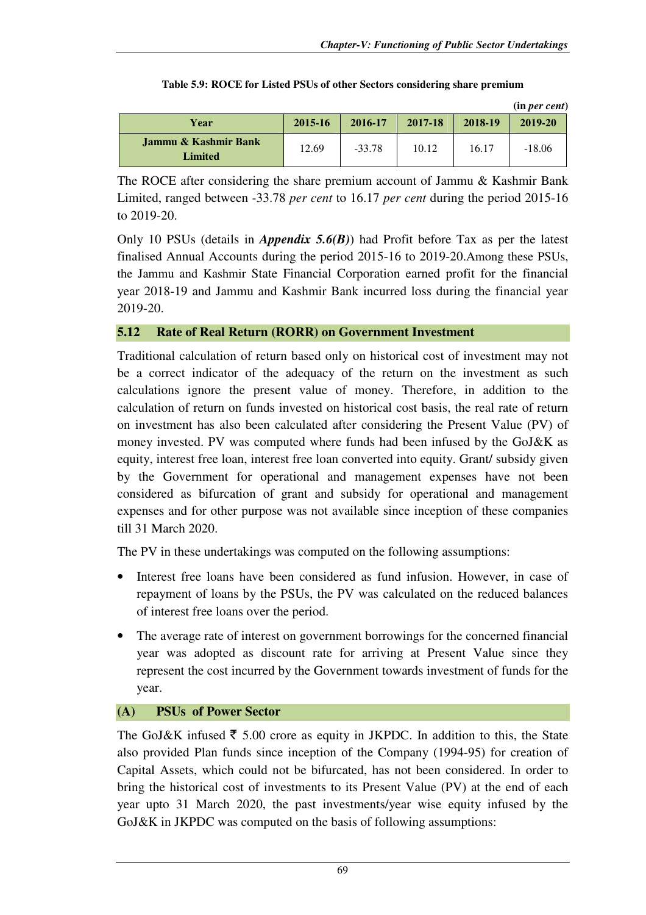**Table 5.9: ROCE for Listed PSUs of other Sectors considering share premium**

(in *per cent*)

| Year | 2015-16 | 2016-17 | 2017-18 | 2018-19 | 2019-20 |
|---|---|---|---|---|---|
| **Jammu & Kashmir Bank Limited** | 12.69 | -33.78 | 10.12 | 16.17 | -18.06 |

The ROCE after considering the share premium account of Jammu & Kashmir Bank Limited, ranged between -33.78 *per cent* to 16.17 *per cent* during the period 2015-16 to 2019-20.

Only 10 PSUs (details in ***Appendix 5.6(B)***) had Profit before Tax as per the latest finalised Annual Accounts during the period 2015-16 to 2019-20.Among these PSUs, the Jammu and Kashmir State Financial Corporation earned profit for the financial year 2018-19 and Jammu and Kashmir Bank incurred loss during the financial year 2019-20.

## 5.12 Rate of Real Return (RORR) on Government Investment

Traditional calculation of return based only on historical cost of investment may not be a correct indicator of the adequacy of the return on the investment as such calculations ignore the present value of money. Therefore, in addition to the calculation of return on funds invested on historical cost basis, the real rate of return on investment has also been calculated after considering the Present Value (PV) of money invested. PV was computed where funds had been infused by the GoJ&K as equity, interest free loan, interest free loan converted into equity. Grant/ subsidy given by the Government for operational and management expenses have not been considered as bifurcation of grant and subsidy for operational and management expenses and for other purpose was not available since inception of these companies till 31 March 2020.

The PV in these undertakings was computed on the following assumptions:

- Interest free loans have been considered as fund infusion. However, in case of repayment of loans by the PSUs, the PV was calculated on the reduced balances of interest free loans over the period.
- The average rate of interest on government borrowings for the concerned financial year was adopted as discount rate for arriving at Present Value since they represent the cost incurred by the Government towards investment of funds for the year.

### (A) PSUs of Power Sector

The GoJ&K infused ₹ 5.00 crore as equity in JKPDC. In addition to this, the State also provided Plan funds since inception of the Company (1994-95) for creation of Capital Assets, which could not be bifurcated, has not been considered. In order to bring the historical cost of investments to its Present Value (PV) at the end of each year upto 31 March 2020, the past investments/year wise equity infused by the GoJ&K in JKPDC was computed on the basis of following assumptions: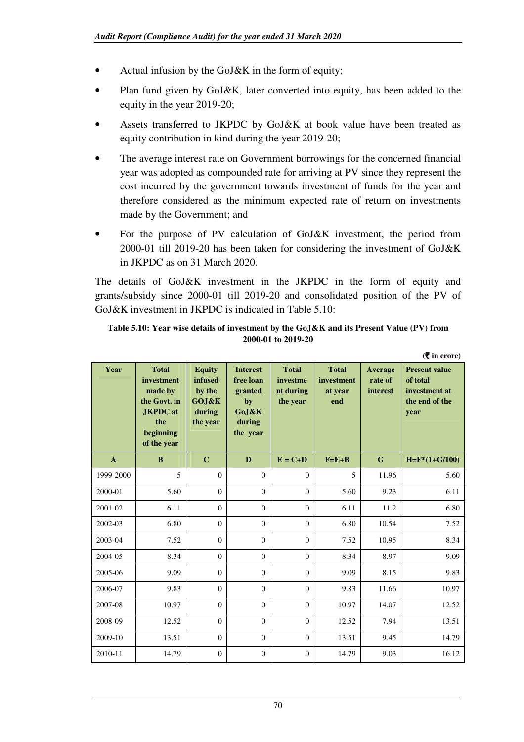- Actual infusion by the GoJ&K in the form of equity;
- Plan fund given by GoJ&K, later converted into equity, has been added to the equity in the year 2019-20;
- Assets transferred to JKPDC by GoJ&K at book value have been treated as equity contribution in kind during the year 2019-20;
- The average interest rate on Government borrowings for the concerned financial year was adopted as compounded rate for arriving at PV since they represent the cost incurred by the government towards investment of funds for the year and therefore considered as the minimum expected rate of return on investments made by the Government; and
- For the purpose of PV calculation of GoJ&K investment, the period from 2000-01 till 2019-20 has been taken for considering the investment of GoJ&K in JKPDC as on 31 March 2020.

The details of GoJ&K investment in the JKPDC in the form of equity and grants/subsidy since 2000-01 till 2019-20 and consolidated position of the PV of GoJ&K investment in JKPDC is indicated in Table 5.10:

**Table 5.10: Year wise details of investment by the GoJ&K and its Present Value (PV) from 2000-01 to 2019-20**

(₹ in crore)

| Year | Total investment made by the Govt. in JKPDC at the beginning of the year | Equity infused by the GOJ&K during the year | Interest free loan granted by GoJ&K during the year | Total investment during the year | Total investment at year end | Average rate of interest | Present value of total investment at the end of the year |
|---|---|---|---|---|---|---|---|
| A | B | C | D | E = C+D | F=E+B | G | H=F*(1+G/100) |
| 1999-2000 | 5 | 0 | 0 | 0 | 5 | 11.96 | 5.60 |
| 2000-01 | 5.60 | 0 | 0 | 0 | 5.60 | 9.23 | 6.11 |
| 2001-02 | 6.11 | 0 | 0 | 0 | 6.11 | 11.2 | 6.80 |
| 2002-03 | 6.80 | 0 | 0 | 0 | 6.80 | 10.54 | 7.52 |
| 2003-04 | 7.52 | 0 | 0 | 0 | 7.52 | 10.95 | 8.34 |
| 2004-05 | 8.34 | 0 | 0 | 0 | 8.34 | 8.97 | 9.09 |
| 2005-06 | 9.09 | 0 | 0 | 0 | 9.09 | 8.15 | 9.83 |
| 2006-07 | 9.83 | 0 | 0 | 0 | 9.83 | 11.66 | 10.97 |
| 2007-08 | 10.97 | 0 | 0 | 0 | 10.97 | 14.07 | 12.52 |
| 2008-09 | 12.52 | 0 | 0 | 0 | 12.52 | 7.94 | 13.51 |
| 2009-10 | 13.51 | 0 | 0 | 0 | 13.51 | 9.45 | 14.79 |
| 2010-11 | 14.79 | 0 | 0 | 0 | 14.79 | 9.03 | 16.12 |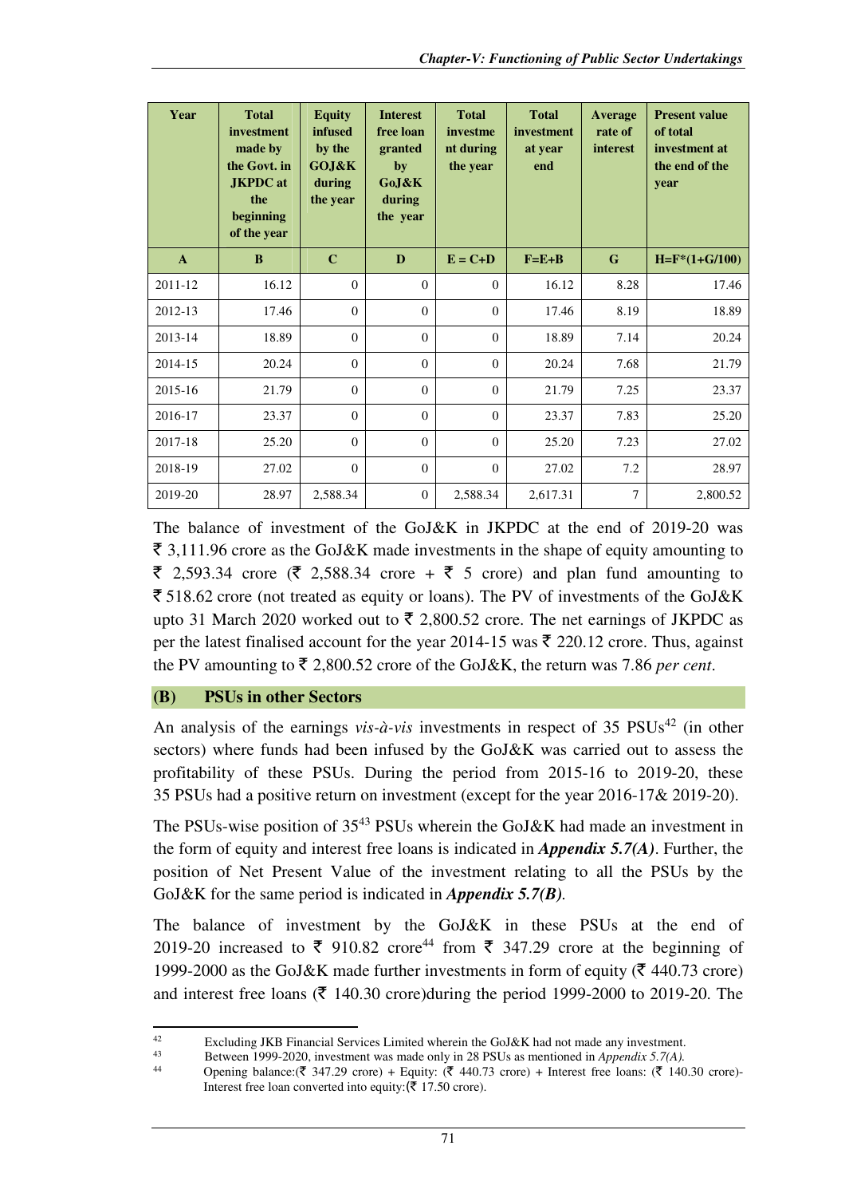| Year | Total investment made by the Govt. in JKPDC at the beginning of the year | Equity infused by the GOJ&K during the year | Interest free loan granted by GoJ&K during the year | Total investment during the year | Total investment at year end | Average rate of interest | Present value of total investment at the end of the year |
|---|---|---|---|---|---|---|---|
| A | B | C | D | E = C+D | F=E+B | G | H=F*(1+G/100) |
| 2011-12 | 16.12 | 0 | 0 | 0 | 16.12 | 8.28 | 17.46 |
| 2012-13 | 17.46 | 0 | 0 | 0 | 17.46 | 8.19 | 18.89 |
| 2013-14 | 18.89 | 0 | 0 | 0 | 18.89 | 7.14 | 20.24 |
| 2014-15 | 20.24 | 0 | 0 | 0 | 20.24 | 7.68 | 21.79 |
| 2015-16 | 21.79 | 0 | 0 | 0 | 21.79 | 7.25 | 23.37 |
| 2016-17 | 23.37 | 0 | 0 | 0 | 23.37 | 7.83 | 25.20 |
| 2017-18 | 25.20 | 0 | 0 | 0 | 25.20 | 7.23 | 27.02 |
| 2018-19 | 27.02 | 0 | 0 | 0 | 27.02 | 7.2 | 28.97 |
| 2019-20 | 28.97 | 2,588.34 | 0 | 2,588.34 | 2,617.31 | 7 | 2,800.52 |

The balance of investment of the GoJ&K in JKPDC at the end of 2019-20 was ₹ 3,111.96 crore as the GoJ&K made investments in the shape of equity amounting to ₹ 2,593.34 crore (₹ 2,588.34 crore + ₹ 5 crore) and plan fund amounting to ₹ 518.62 crore (not treated as equity or loans). The PV of investments of the GoJ&K upto 31 March 2020 worked out to ₹ 2,800.52 crore. The net earnings of JKPDC as per the latest finalised account for the year 2014-15 was ₹ 220.12 crore. Thus, against the PV amounting to ₹ 2,800.52 crore of the GoJ&K, the return was 7.86 *per cent*.

### (B) PSUs in other Sectors

An analysis of the earnings *vis-à-vis* investments in respect of 35 PSUs[42] (in other sectors) where funds had been infused by the GoJ&K was carried out to assess the profitability of these PSUs. During the period from 2015-16 to 2019-20, these 35 PSUs had a positive return on investment (except for the year 2016-17& 2019-20).

The PSUs-wise position of 35[43] PSUs wherein the GoJ&K had made an investment in the form of equity and interest free loans is indicated in ***Appendix 5.7(A)***. Further, the position of Net Present Value of the investment relating to all the PSUs by the GoJ&K for the same period is indicated in ***Appendix 5.7(B)***.

The balance of investment by the GoJ&K in these PSUs at the end of 2019-20 increased to ₹ 910.82 crore[44] from ₹ 347.29 crore at the beginning of 1999-2000 as the GoJ&K made further investments in form of equity (₹ 440.73 crore) and interest free loans (₹ 140.30 crore)during the period 1999-2000 to 2019-20. The

---

[42] Excluding JKB Financial Services Limited wherein the GoJ&K had not made any investment.

[43] Between 1999-2020, investment was made only in 28 PSUs as mentioned in *Appendix 5.7(A).*

[44] Opening balance:(₹ 347.29 crore) + Equity: (₹ 440.73 crore) + Interest free loans: (₹ 140.30 crore)-Interest free loan converted into equity:(₹ 17.50 crore).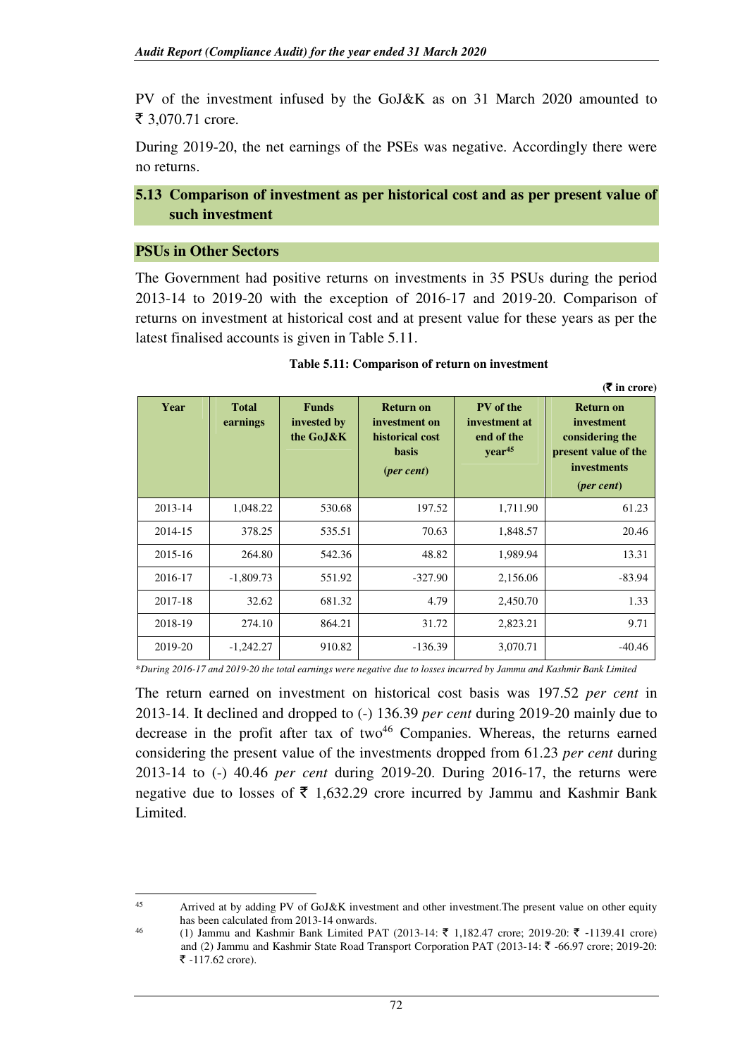PV of the investment infused by the GoJ&K as on 31 March 2020 amounted to ₹ 3,070.71 crore.

During 2019-20, the net earnings of the PSEs was negative. Accordingly there were no returns.

## 5.13 Comparison of investment as per historical cost and as per present value of such investment

### PSUs in Other Sectors

The Government had positive returns on investments in 35 PSUs during the period 2013-14 to 2019-20 with the exception of 2016-17 and 2019-20. Comparison of returns on investment at historical cost and at present value for these years as per the latest finalised accounts is given in Table 5.11.

**Table 5.11: Comparison of return on investment**

(₹ in crore)

| Year | Total earnings | Funds invested by the GoJ&K | Return on investment on historical cost basis (*per cent*) | PV of the investment at end of the year[45] | Return on investment considering the present value of the investments (*per cent*) |
|---|---|---|---|---|---|
| 2013-14 | 1,048.22 | 530.68 | 197.52 | 1,711.90 | 61.23 |
| 2014-15 | 378.25 | 535.51 | 70.63 | 1,848.57 | 20.46 |
| 2015-16 | 264.80 | 542.36 | 48.82 | 1,989.94 | 13.31 |
| 2016-17 | -1,809.73 | 551.92 | -327.90 | 2,156.06 | -83.94 |
| 2017-18 | 32.62 | 681.32 | 4.79 | 2,450.70 | 1.33 |
| 2018-19 | 274.10 | 864.21 | 31.72 | 2,823.21 | 9.71 |
| 2019-20 | -1,242.27 | 910.82 | -136.39 | 3,070.71 | -40.46 |

*\*During 2016-17 and 2019-20 the total earnings were negative due to losses incurred by Jammu and Kashmir Bank Limited*

The return earned on investment on historical cost basis was 197.52 *per cent* in 2013-14. It declined and dropped to (-) 136.39 *per cent* during 2019-20 mainly due to decrease in the profit after tax of two[46] Companies. Whereas, the returns earned considering the present value of the investments dropped from 61.23 *per cent* during 2013-14 to (-) 40.46 *per cent* during 2019-20. During 2016-17, the returns were negative due to losses of ₹ 1,632.29 crore incurred by Jammu and Kashmir Bank Limited.

---

[45] Arrived at by adding PV of GoJ&K investment and other investment.The present value on other equity has been calculated from 2013-14 onwards.

[46] (1) Jammu and Kashmir Bank Limited PAT (2013-14: ₹ 1,182.47 crore; 2019-20: ₹ -1139.41 crore) and (2) Jammu and Kashmir State Road Transport Corporation PAT (2013-14: ₹ -66.97 crore; 2019-20: ₹ -117.62 crore).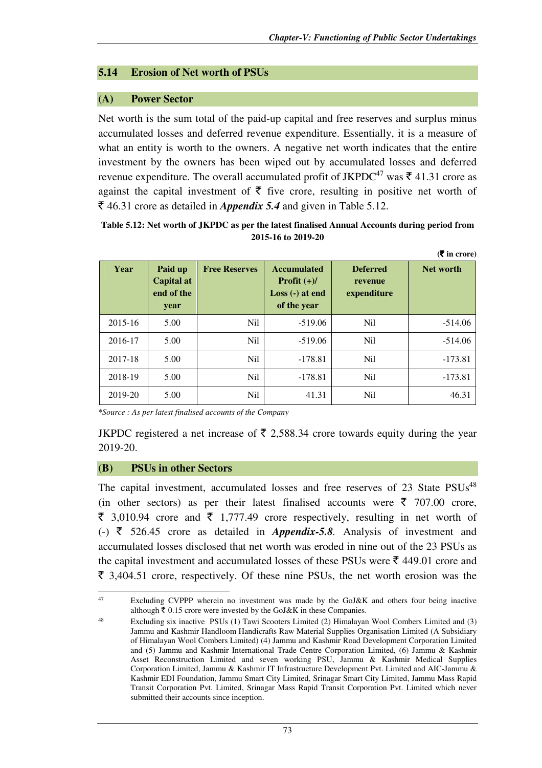## 5.14 Erosion of Net worth of PSUs

### (A) Power Sector

Net worth is the sum total of the paid-up capital and free reserves and surplus minus accumulated losses and deferred revenue expenditure. Essentially, it is a measure of what an entity is worth to the owners. A negative net worth indicates that the entire investment by the owners has been wiped out by accumulated losses and deferred revenue expenditure. The overall accumulated profit of JKPDC[47] was ₹ 41.31 crore as against the capital investment of ₹ five crore, resulting in positive net worth of ₹ 46.31 crore as detailed in ***Appendix 5.4*** and given in Table 5.12.

**Table 5.12: Net worth of JKPDC as per the latest finalised Annual Accounts during period from 2015-16 to 2019-20**

**(₹ in crore)**

| Year | Paid up Capital at end of the year | Free Reserves | Accumulated Profit (+)/ Loss (-) at end of the year | Deferred revenue expenditure | Net worth |
|---|---|---|---|---|---|
| 2015-16 | 5.00 | Nil | -519.06 | Nil | -514.06 |
| 2016-17 | 5.00 | Nil | -519.06 | Nil | -514.06 |
| 2017-18 | 5.00 | Nil | -178.81 | Nil | -173.81 |
| 2018-19 | 5.00 | Nil | -178.81 | Nil | -173.81 |
| 2019-20 | 5.00 | Nil | 41.31 | Nil | 46.31 |

**Source : As per latest finalised accounts of the Company*

JKPDC registered a net increase of ₹ 2,588.34 crore towards equity during the year 2019-20.

### (B) PSUs in other Sectors

The capital investment, accumulated losses and free reserves of 23 State PSUs[48] (in other sectors) as per their latest finalised accounts were ₹ 707.00 crore, ₹ 3,010.94 crore and ₹ 1,777.49 crore respectively, resulting in net worth of (-) ₹ 526.45 crore as detailed in ***Appendix-5.8***. Analysis of investment and accumulated losses disclosed that net worth was eroded in nine out of the 23 PSUs as the capital investment and accumulated losses of these PSUs were ₹ 449.01 crore and ₹ 3,404.51 crore, respectively. Of these nine PSUs, the net worth erosion was the

---

[47] Excluding CVPPP wherein no investment was made by the GoJ&K and others four being inactive although ₹ 0.15 crore were invested by the GoJ&K in these Companies.

[48] Excluding six inactive PSUs (1) Tawi Scooters Limited (2) Himalayan Wool Combers Limited and (3) Jammu and Kashmir Handloom Handicrafts Raw Material Supplies Organisation Limited (A Subsidiary of Himalayan Wool Combers Limited) (4) Jammu and Kashmir Road Development Corporation Limited and (5) Jammu and Kashmir International Trade Centre Corporation Limited, (6) Jammu & Kashmir Asset Reconstruction Limited and seven working PSU, Jammu & Kashmir Medical Supplies Corporation Limited, Jammu & Kashmir IT Infrastructure Development Pvt. Limited and AIC-Jammu & Kashmir EDI Foundation, Jammu Smart City Limited, Srinagar Smart City Limited, Jammu Mass Rapid Transit Corporation Pvt. Limited, Srinagar Mass Rapid Transit Corporation Pvt. Limited which never submitted their accounts since inception.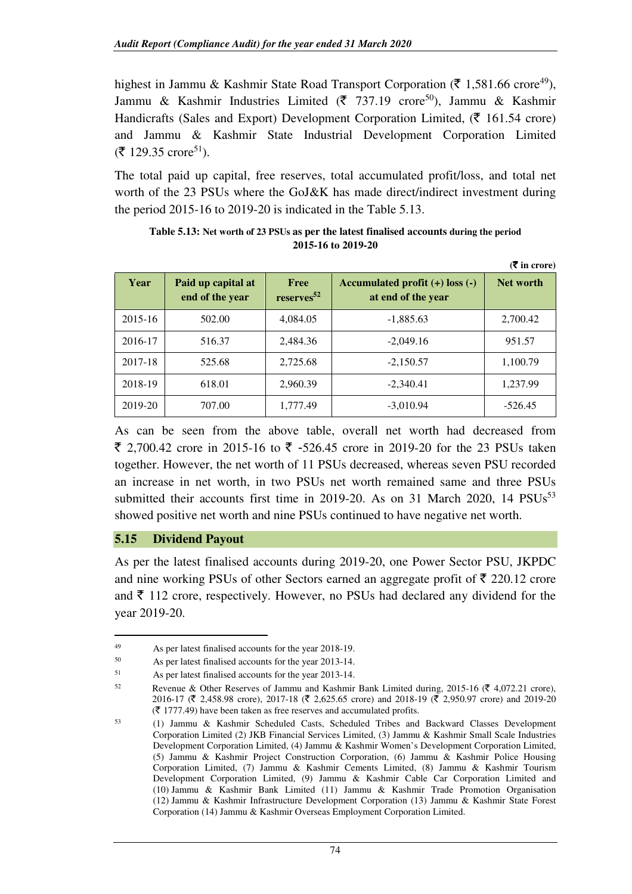highest in Jammu & Kashmir State Road Transport Corporation (₹ 1,581.66 crore[49]), Jammu & Kashmir Industries Limited (₹ 737.19 crore[50]), Jammu & Kashmir Handicrafts (Sales and Export) Development Corporation Limited, (₹ 161.54 crore) and Jammu & Kashmir State Industrial Development Corporation Limited (₹ 129.35 crore[51]).

The total paid up capital, free reserves, total accumulated profit/loss, and total net worth of the 23 PSUs where the GoJ&K has made direct/indirect investment during the period 2015-16 to 2019-20 is indicated in the Table 5.13.

**Table 5.13: Net worth of 23 PSUs as per the latest finalised accounts during the period 2015-16 to 2019-20**

(₹ in crore)

| Year | Paid up capital at end of the year | Free reserves[52] | Accumulated profit (+) loss (-) at end of the year | Net worth |
|---|---|---|---|---|
| 2015-16 | 502.00 | 4,084.05 | -1,885.63 | 2,700.42 |
| 2016-17 | 516.37 | 2,484.36 | -2,049.16 | 951.57 |
| 2017-18 | 525.68 | 2,725.68 | -2,150.57 | 1,100.79 |
| 2018-19 | 618.01 | 2,960.39 | -2,340.41 | 1,237.99 |
| 2019-20 | 707.00 | 1,777.49 | -3,010.94 | -526.45 |

As can be seen from the above table, overall net worth had decreased from ₹ 2,700.42 crore in 2015-16 to ₹ -526.45 crore in 2019-20 for the 23 PSUs taken together. However, the net worth of 11 PSUs decreased, whereas seven PSU recorded an increase in net worth, in two PSUs net worth remained same and three PSUs submitted their accounts first time in 2019-20. As on 31 March 2020, 14 PSUs[53] showed positive net worth and nine PSUs continued to have negative net worth.

## 5.15 Dividend Payout

As per the latest finalised accounts during 2019-20, one Power Sector PSU, JKPDC and nine working PSUs of other Sectors earned an aggregate profit of ₹ 220.12 crore and ₹ 112 crore, respectively. However, no PSUs had declared any dividend for the year 2019-20.

---

[49] As per latest finalised accounts for the year 2018-19.

[50] As per latest finalised accounts for the year 2013-14.

[51] As per latest finalised accounts for the year 2013-14.

[52] Revenue & Other Reserves of Jammu and Kashmir Bank Limited during, 2015-16 (₹ 4,072.21 crore), 2016-17 (₹ 2,458.98 crore), 2017-18 (₹ 2,625.65 crore) and 2018-19 (₹ 2,950.97 crore) and 2019-20 (₹ 1777.49) have been taken as free reserves and accumulated profits.

[53] (1) Jammu & Kashmir Scheduled Casts, Scheduled Tribes and Backward Classes Development Corporation Limited (2) JKB Financial Services Limited, (3) Jammu & Kashmir Small Scale Industries Development Corporation Limited, (4) Jammu & Kashmir Women's Development Corporation Limited, (5) Jammu & Kashmir Project Construction Corporation, (6) Jammu & Kashmir Police Housing Corporation Limited, (7) Jammu & Kashmir Cements Limited, (8) Jammu & Kashmir Tourism Development Corporation Limited, (9) Jammu & Kashmir Cable Car Corporation Limited and (10) Jammu & Kashmir Bank Limited (11) Jammu & Kashmir Trade Promotion Organisation (12) Jammu & Kashmir Infrastructure Development Corporation (13) Jammu & Kashmir State Forest Corporation (14) Jammu & Kashmir Overseas Employment Corporation Limited.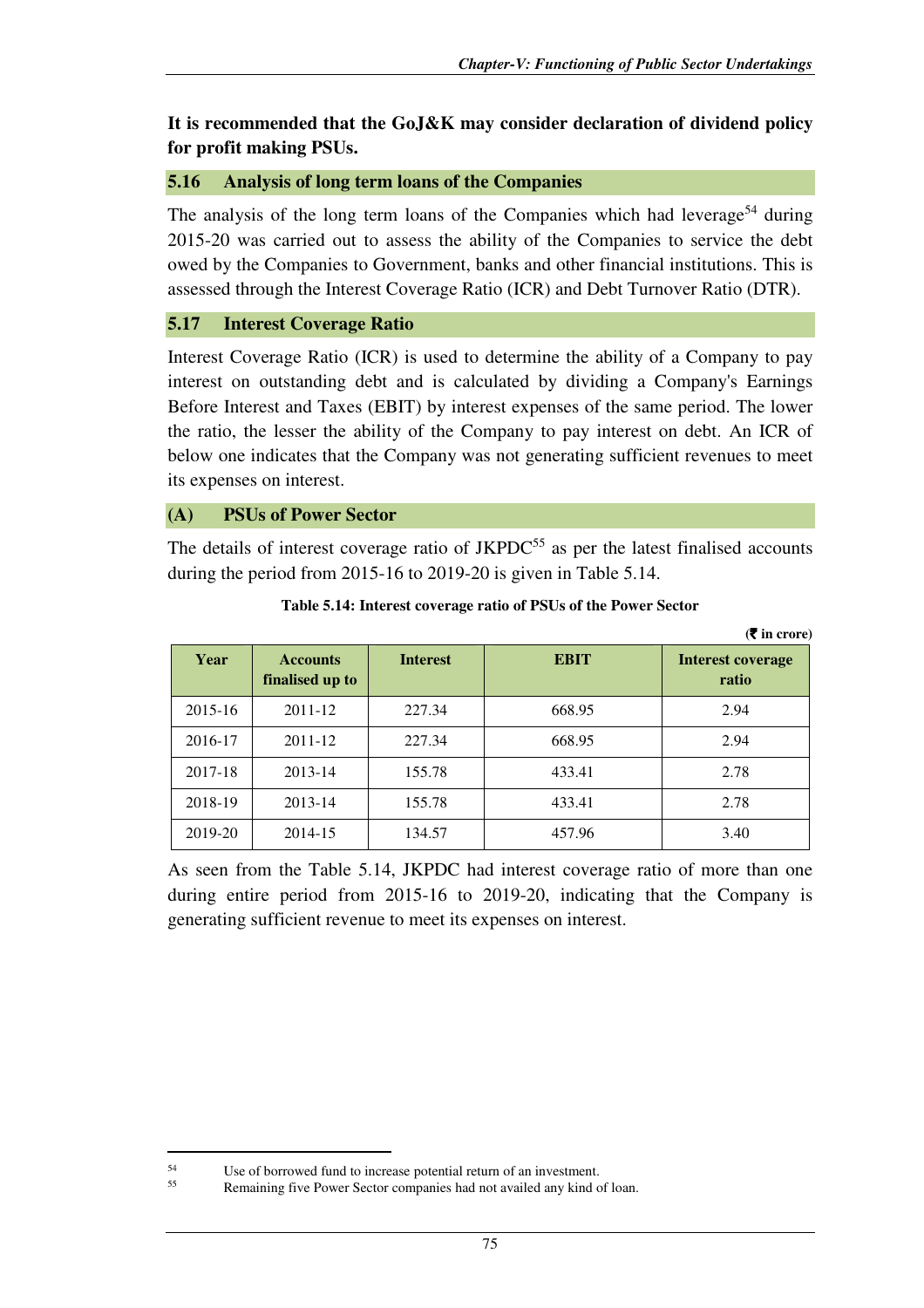**It is recommended that the GoJ&K may consider declaration of dividend policy for profit making PSUs.**

## 5.16 Analysis of long term loans of the Companies

The analysis of the long term loans of the Companies which had leverage[54] during 2015-20 was carried out to assess the ability of the Companies to service the debt owed by the Companies to Government, banks and other financial institutions. This is assessed through the Interest Coverage Ratio (ICR) and Debt Turnover Ratio (DTR).

## 5.17 Interest Coverage Ratio

Interest Coverage Ratio (ICR) is used to determine the ability of a Company to pay interest on outstanding debt and is calculated by dividing a Company's Earnings Before Interest and Taxes (EBIT) by interest expenses of the same period. The lower the ratio, the lesser the ability of the Company to pay interest on debt. An ICR of below one indicates that the Company was not generating sufficient revenues to meet its expenses on interest.

### (A) PSUs of Power Sector

The details of interest coverage ratio of JKPDC[55] as per the latest finalised accounts during the period from 2015-16 to 2019-20 is given in Table 5.14.

**Table 5.14: Interest coverage ratio of PSUs of the Power Sector**

(₹ in crore)

| Year | Accounts finalised up to | Interest | EBIT | Interest coverage ratio |
|---|---|---|---|---|
| 2015-16 | 2011-12 | 227.34 | 668.95 | 2.94 |
| 2016-17 | 2011-12 | 227.34 | 668.95 | 2.94 |
| 2017-18 | 2013-14 | 155.78 | 433.41 | 2.78 |
| 2018-19 | 2013-14 | 155.78 | 433.41 | 2.78 |
| 2019-20 | 2014-15 | 134.57 | 457.96 | 3.40 |

As seen from the Table 5.14, JKPDC had interest coverage ratio of more than one during entire period from 2015-16 to 2019-20, indicating that the Company is generating sufficient revenue to meet its expenses on interest.

---

[54] Use of borrowed fund to increase potential return of an investment.

[55] Remaining five Power Sector companies had not availed any kind of loan.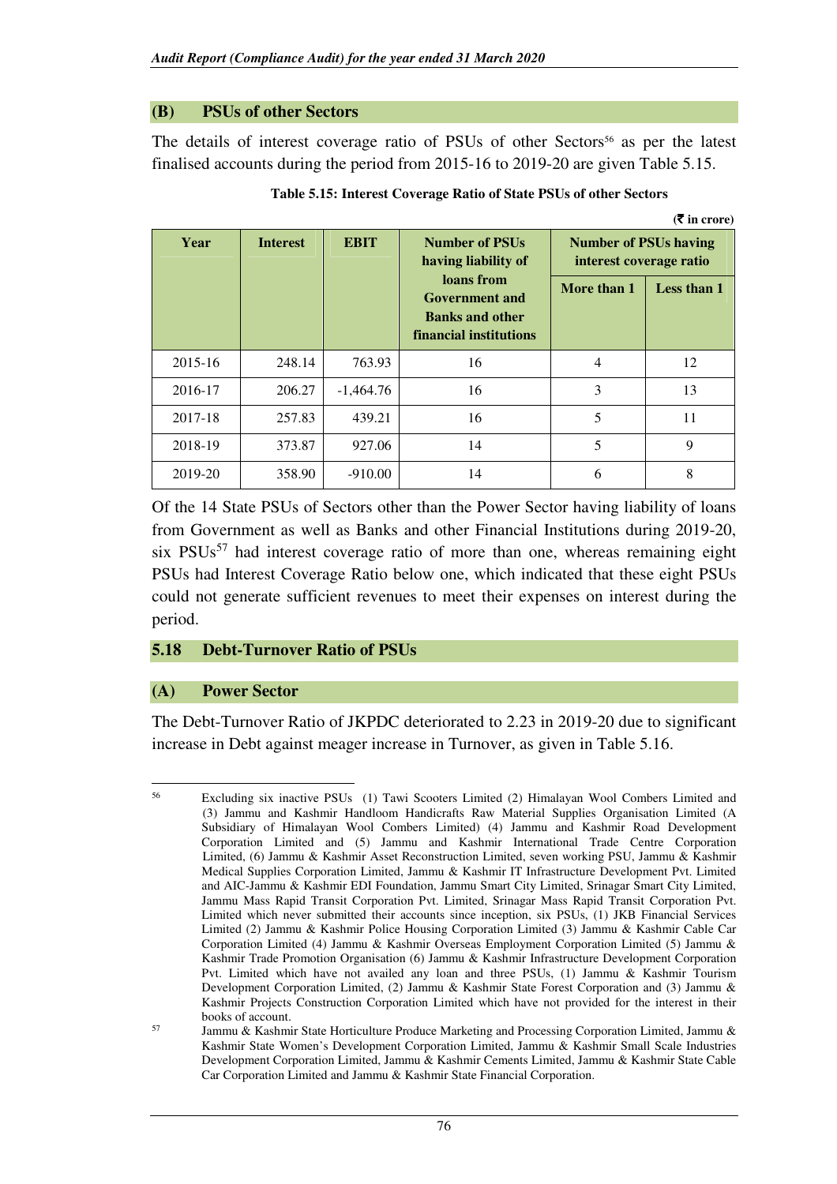### (B) PSUs of other Sectors

The details of interest coverage ratio of PSUs of other Sectors[56] as per the latest finalised accounts during the period from 2015-16 to 2019-20 are given Table 5.15.

**Table 5.15: Interest Coverage Ratio of State PSUs of other Sectors**

(₹ in crore)

| Year | Interest | EBIT | Number of PSUs having liability of loans from Government and Banks and other financial institutions | Number of PSUs having interest coverage ratio | |
|---|---|---|---|---|---|
| | | | | More than 1 | Less than 1 |
| 2015-16 | 248.14 | 763.93 | 16 | 4 | 12 |
| 2016-17 | 206.27 | -1,464.76 | 16 | 3 | 13 |
| 2017-18 | 257.83 | 439.21 | 16 | 5 | 11 |
| 2018-19 | 373.87 | 927.06 | 14 | 5 | 9 |
| 2019-20 | 358.90 | -910.00 | 14 | 6 | 8 |

Of the 14 State PSUs of Sectors other than the Power Sector having liability of loans from Government as well as Banks and other Financial Institutions during 2019-20, six PSUs[57] had interest coverage ratio of more than one, whereas remaining eight PSUs had Interest Coverage Ratio below one, which indicated that these eight PSUs could not generate sufficient revenues to meet their expenses on interest during the period.

## 5.18 Debt-Turnover Ratio of PSUs

### (A) Power Sector

The Debt-Turnover Ratio of JKPDC deteriorated to 2.23 in 2019-20 due to significant increase in Debt against meager increase in Turnover, as given in Table 5.16.

---

[56] Excluding six inactive PSUs (1) Tawi Scooters Limited (2) Himalayan Wool Combers Limited and (3) Jammu and Kashmir Handloom Handicrafts Raw Material Supplies Organisation Limited (A Subsidiary of Himalayan Wool Combers Limited) (4) Jammu and Kashmir Road Development Corporation Limited and (5) Jammu and Kashmir International Trade Centre Corporation Limited, (6) Jammu & Kashmir Asset Reconstruction Limited, seven working PSU, Jammu & Kashmir Medical Supplies Corporation Limited, Jammu & Kashmir IT Infrastructure Development Pvt. Limited and AIC-Jammu & Kashmir EDI Foundation, Jammu Smart City Limited, Srinagar Smart City Limited, Jammu Mass Rapid Transit Corporation Pvt. Limited, Srinagar Mass Rapid Transit Corporation Pvt. Limited which never submitted their accounts since inception, six PSUs, (1) JKB Financial Services Limited (2) Jammu & Kashmir Police Housing Corporation Limited (3) Jammu & Kashmir Cable Car Corporation Limited (4) Jammu & Kashmir Overseas Employment Corporation Limited (5) Jammu & Kashmir Trade Promotion Organisation (6) Jammu & Kashmir Infrastructure Development Corporation Pvt. Limited which have not availed any loan and three PSUs, (1) Jammu & Kashmir Tourism Development Corporation Limited, (2) Jammu & Kashmir State Forest Corporation and (3) Jammu & Kashmir Projects Construction Corporation Limited which have not provided for the interest in their books of account.

[57] Jammu & Kashmir State Horticulture Produce Marketing and Processing Corporation Limited, Jammu & Kashmir State Women's Development Corporation Limited, Jammu & Kashmir Small Scale Industries Development Corporation Limited, Jammu & Kashmir Cements Limited, Jammu & Kashmir State Cable Car Corporation Limited and Jammu & Kashmir State Financial Corporation.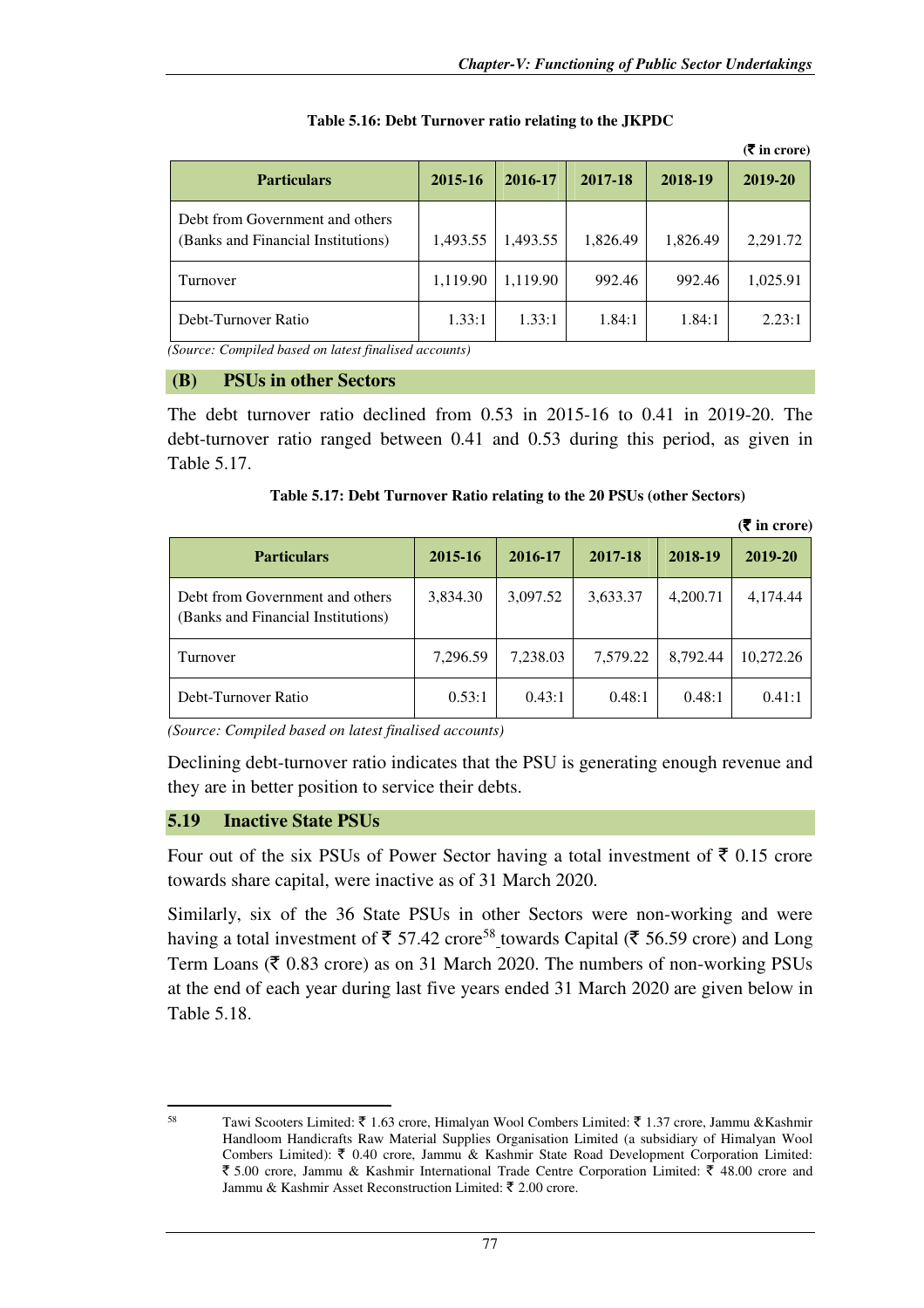**Table 5.16: Debt Turnover ratio relating to the JKPDC**

(₹ in crore)

| Particulars | 2015-16 | 2016-17 | 2017-18 | 2018-19 | 2019-20 |
|---|---|---|---|---|---|
| Debt from Government and others (Banks and Financial Institutions) | 1,493.55 | 1,493.55 | 1,826.49 | 1,826.49 | 2,291.72 |
| Turnover | 1,119.90 | 1,119.90 | 992.46 | 992.46 | 1,025.91 |
| Debt-Turnover Ratio | 1.33:1 | 1.33:1 | 1.84:1 | 1.84:1 | 2.23:1 |

*(Source: Compiled based on latest finalised accounts)*

### (B) PSUs in other Sectors

The debt turnover ratio declined from 0.53 in 2015-16 to 0.41 in 2019-20. The debt-turnover ratio ranged between 0.41 and 0.53 during this period, as given in Table 5.17.

**Table 5.17: Debt Turnover Ratio relating to the 20 PSUs (other Sectors)**

(₹ in crore)

| Particulars | 2015-16 | 2016-17 | 2017-18 | 2018-19 | 2019-20 |
|---|---|---|---|---|---|
| Debt from Government and others (Banks and Financial Institutions) | 3,834.30 | 3,097.52 | 3,633.37 | 4,200.71 | 4,174.44 |
| Turnover | 7,296.59 | 7,238.03 | 7,579.22 | 8,792.44 | 10,272.26 |
| Debt-Turnover Ratio | 0.53:1 | 0.43:1 | 0.48:1 | 0.48:1 | 0.41:1 |

*(Source: Compiled based on latest finalised accounts)*

Declining debt-turnover ratio indicates that the PSU is generating enough revenue and they are in better position to service their debts.

## 5.19 Inactive State PSUs

Four out of the six PSUs of Power Sector having a total investment of ₹ 0.15 crore towards share capital, were inactive as of 31 March 2020.

Similarly, six of the 36 State PSUs in other Sectors were non-working and were having a total investment of ₹ 57.42 crore[58] towards Capital (₹ 56.59 crore) and Long Term Loans (₹ 0.83 crore) as on 31 March 2020. The numbers of non-working PSUs at the end of each year during last five years ended 31 March 2020 are given below in Table 5.18.

---

[58] Tawi Scooters Limited: ₹ 1.63 crore, Himalyan Wool Combers Limited: ₹ 1.37 crore, Jammu &Kashmir Handloom Handicrafts Raw Material Supplies Organisation Limited (a subsidiary of Himalyan Wool Combers Limited): ₹ 0.40 crore, Jammu & Kashmir State Road Development Corporation Limited: ₹ 5.00 crore, Jammu & Kashmir International Trade Centre Corporation Limited: ₹ 48.00 crore and Jammu & Kashmir Asset Reconstruction Limited: ₹ 2.00 crore.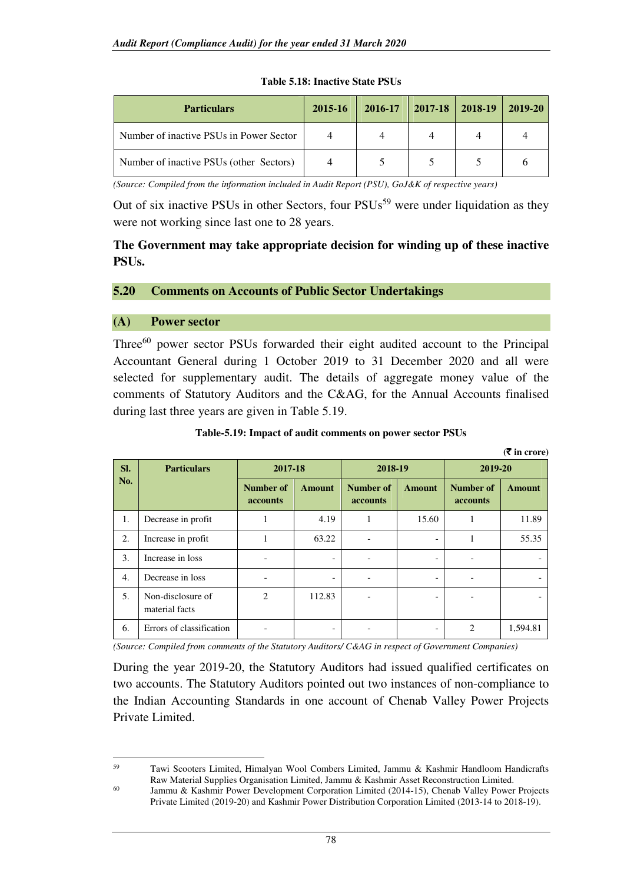**Table 5.18: Inactive State PSUs**

| Particulars | 2015-16 | 2016-17 | 2017-18 | 2018-19 | 2019-20 |
|---|---|---|---|---|---|
| Number of inactive PSUs in Power Sector | 4 | 4 | 4 | 4 | 4 |
| Number of inactive PSUs (other Sectors) | 4 | 5 | 5 | 5 | 6 |

*(Source: Compiled from the information included in Audit Report (PSU), GoJ&K of respective years)*

Out of six inactive PSUs in other Sectors, four PSUs[59] were under liquidation as they were not working since last one to 28 years.

**The Government may take appropriate decision for winding up of these inactive PSUs.**

## 5.20 Comments on Accounts of Public Sector Undertakings

### (A) Power sector

Three[60] power sector PSUs forwarded their eight audited account to the Principal Accountant General during 1 October 2019 to 31 December 2020 and all were selected for supplementary audit. The details of aggregate money value of the comments of Statutory Auditors and the C&AG, for the Annual Accounts finalised during last three years are given in Table 5.19.

**Table-5.19: Impact of audit comments on power sector PSUs**

**(₹ in crore)**

| Sl. No. | Particulars | 2017-18 | | 2018-19 | | 2019-20 | |
|---|---|---|---|---|---|---|---|
| | | Number of accounts | Amount | Number of accounts | Amount | Number of accounts | Amount |
| 1. | Decrease in profit | 1 | 4.19 | 1 | 15.60 | 1 | 11.89 |
| 2. | Increase in profit | 1 | 63.22 | - | - | 1 | 55.35 |
| 3. | Increase in loss | - | - | - | - | - | - |
| 4. | Decrease in loss | - | - | - | - | - | - |
| 5. | Non-disclosure of material facts | 2 | 112.83 | - | - | - | - |
| 6. | Errors of classification | - | - | - | - | 2 | 1,594.81 |

*(Source: Compiled from comments of the Statutory Auditors/ C&AG in respect of Government Companies)*

During the year 2019-20, the Statutory Auditors had issued qualified certificates on two accounts. The Statutory Auditors pointed out two instances of non-compliance to the Indian Accounting Standards in one account of Chenab Valley Power Projects Private Limited.

---

[59] Tawi Scooters Limited, Himalyan Wool Combers Limited, Jammu & Kashmir Handloom Handicrafts Raw Material Supplies Organisation Limited, Jammu & Kashmir Asset Reconstruction Limited.

[60] Jammu & Kashmir Power Development Corporation Limited (2014-15), Chenab Valley Power Projects Private Limited (2019-20) and Kashmir Power Distribution Corporation Limited (2013-14 to 2018-19).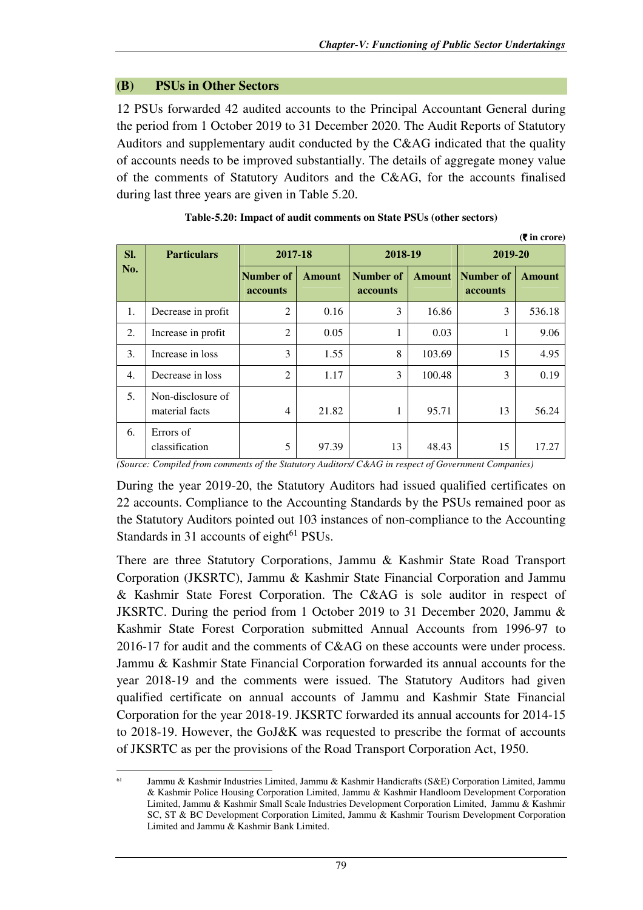### (B) PSUs in Other Sectors

12 PSUs forwarded 42 audited accounts to the Principal Accountant General during the period from 1 October 2019 to 31 December 2020. The Audit Reports of Statutory Auditors and supplementary audit conducted by the C&AG indicated that the quality of accounts needs to be improved substantially. The details of aggregate money value of the comments of Statutory Auditors and the C&AG, for the accounts finalised during last three years are given in Table 5.20.

**Table-5.20: Impact of audit comments on State PSUs (other sectors)**

(₹ in crore)

| Sl. No. | Particulars | 2017-18 | | 2018-19 | | 2019-20 | |
|---|---|---|---|---|---|---|---|
| | | Number of accounts | Amount | Number of accounts | Amount | Number of accounts | Amount |
| 1. | Decrease in profit | 2 | 0.16 | 3 | 16.86 | 3 | 536.18 |
| 2. | Increase in profit | 2 | 0.05 | 1 | 0.03 | 1 | 9.06 |
| 3. | Increase in loss | 3 | 1.55 | 8 | 103.69 | 15 | 4.95 |
| 4. | Decrease in loss | 2 | 1.17 | 3 | 100.48 | 3 | 0.19 |
| 5. | Non-disclosure of material facts | 4 | 21.82 | 1 | 95.71 | 13 | 56.24 |
| 6. | Errors of classification | 5 | 97.39 | 13 | 48.43 | 15 | 17.27 |

*(Source: Compiled from comments of the Statutory Auditors/ C&AG in respect of Government Companies)*

During the year 2019-20, the Statutory Auditors had issued qualified certificates on 22 accounts. Compliance to the Accounting Standards by the PSUs remained poor as the Statutory Auditors pointed out 103 instances of non-compliance to the Accounting Standards in 31 accounts of eight[61] PSUs.

There are three Statutory Corporations, Jammu & Kashmir State Road Transport Corporation (JKSRTC), Jammu & Kashmir State Financial Corporation and Jammu & Kashmir State Forest Corporation. The C&AG is sole auditor in respect of JKSRTC. During the period from 1 October 2019 to 31 December 2020, Jammu & Kashmir State Forest Corporation submitted Annual Accounts from 1996-97 to 2016-17 for audit and the comments of C&AG on these accounts were under process. Jammu & Kashmir State Financial Corporation forwarded its annual accounts for the year 2018-19 and the comments were issued. The Statutory Auditors had given qualified certificate on annual accounts of Jammu and Kashmir State Financial Corporation for the year 2018-19. JKSRTC forwarded its annual accounts for 2014-15 to 2018-19. However, the GoJ&K was requested to prescribe the format of accounts of JKSRTC as per the provisions of the Road Transport Corporation Act, 1950.

---

[61] Jammu & Kashmir Industries Limited, Jammu & Kashmir Handicrafts (S&E) Corporation Limited, Jammu & Kashmir Police Housing Corporation Limited, Jammu & Kashmir Handloom Development Corporation Limited, Jammu & Kashmir Small Scale Industries Development Corporation Limited, Jammu & Kashmir SC, ST & BC Development Corporation Limited, Jammu & Kashmir Tourism Development Corporation Limited and Jammu & Kashmir Bank Limited.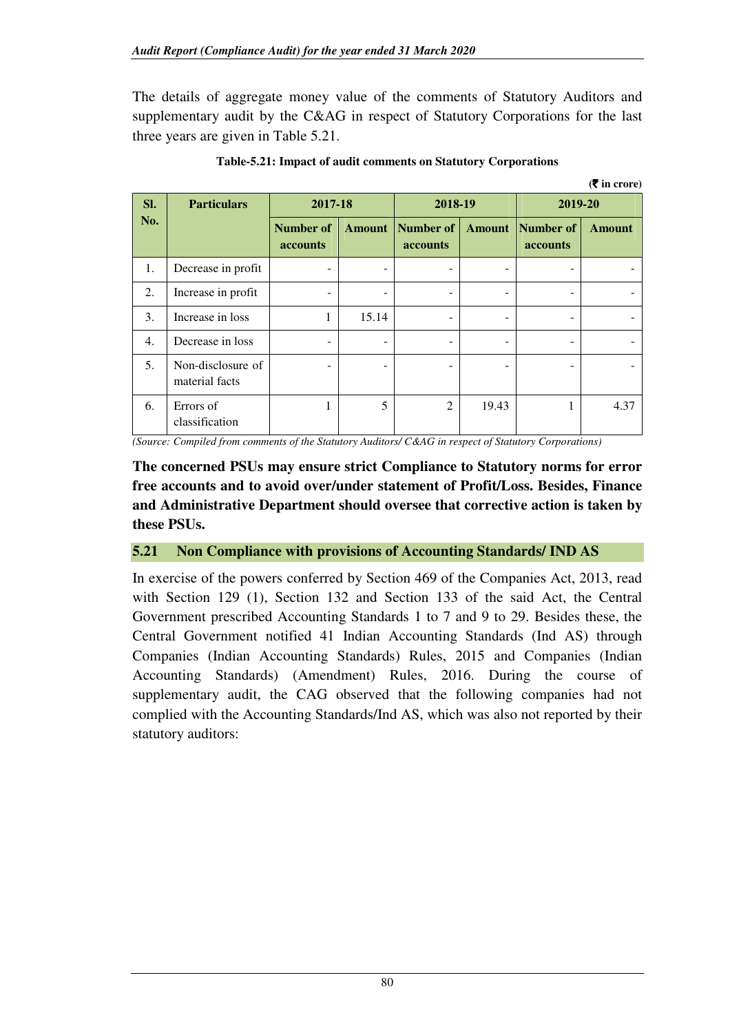The details of aggregate money value of the comments of Statutory Auditors and supplementary audit by the C&AG in respect of Statutory Corporations for the last three years are given in Table 5.21.

**Table-5.21: Impact of audit comments on Statutory Corporations**

**(₹ in crore)**

| Sl. No. | Particulars | 2017-18 | | 2018-19 | | 2019-20 | |
|---|---|---|---|---|---|---|---|
| | | Number of accounts | Amount | Number of accounts | Amount | Number of accounts | Amount |
| 1. | Decrease in profit | - | - | - | - | - | - |
| 2. | Increase in profit | - | - | - | - | - | - |
| 3. | Increase in loss | 1 | 15.14 | - | - | - | - |
| 4. | Decrease in loss | - | - | - | - | - | - |
| 5. | Non-disclosure of material facts | - | - | - | - | - | - |
| 6. | Errors of classification | 1 | 5 | 2 | 19.43 | 1 | 4.37 |

*(Source: Compiled from comments of the Statutory Auditors/ C&AG in respect of Statutory Corporations)*

**The concerned PSUs may ensure strict Compliance to Statutory norms for error free accounts and to avoid over/under statement of Profit/Loss. Besides, Finance and Administrative Department should oversee that corrective action is taken by these PSUs.**

## 5.21 Non Compliance with provisions of Accounting Standards/ IND AS

In exercise of the powers conferred by Section 469 of the Companies Act, 2013, read with Section 129 (1), Section 132 and Section 133 of the said Act, the Central Government prescribed Accounting Standards 1 to 7 and 9 to 29. Besides these, the Central Government notified 41 Indian Accounting Standards (Ind AS) through Companies (Indian Accounting Standards) Rules, 2015 and Companies (Indian Accounting Standards) (Amendment) Rules, 2016. During the course of supplementary audit, the CAG observed that the following companies had not complied with the Accounting Standards/Ind AS, which was also not reported by their statutory auditors: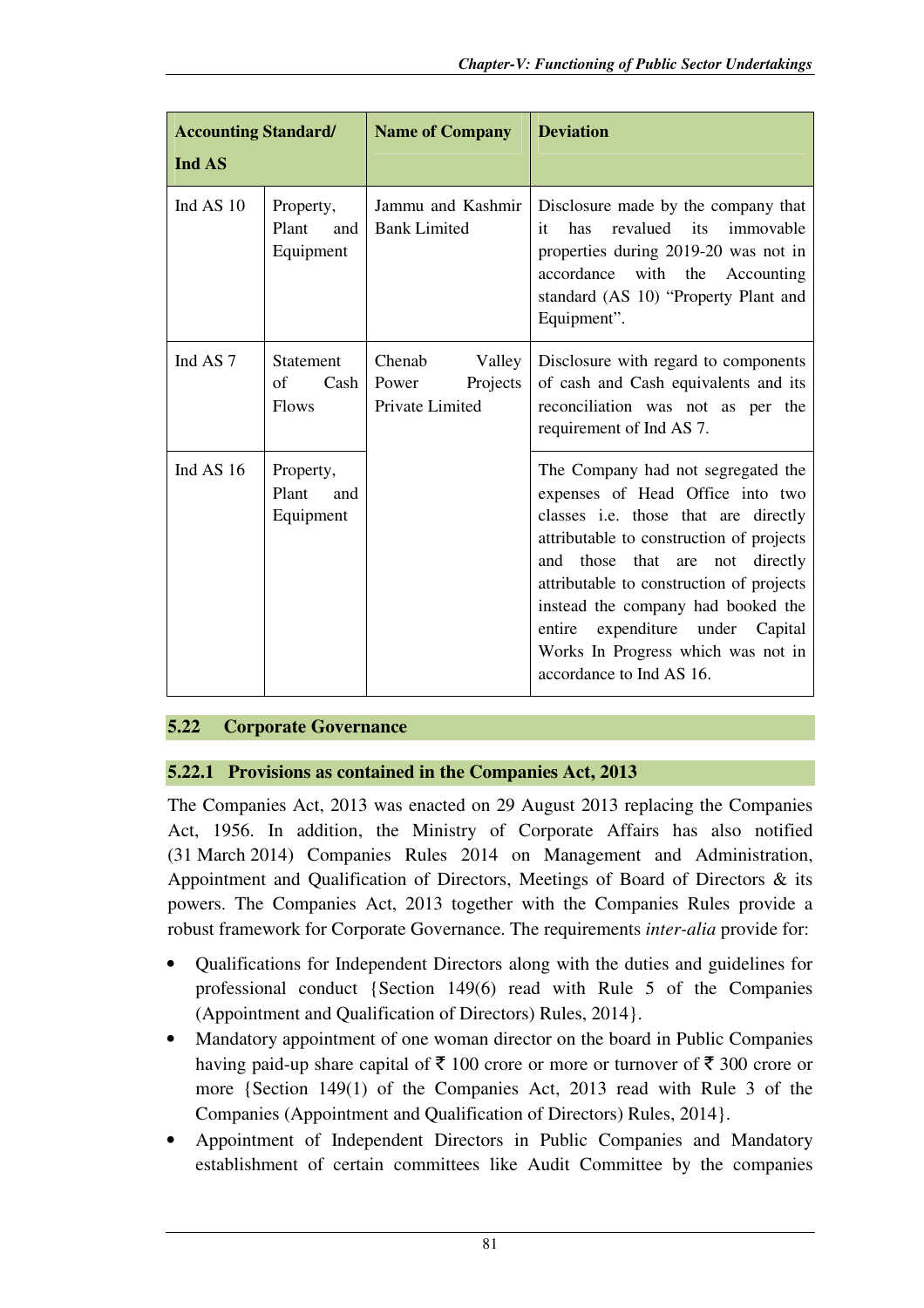| Accounting Standard/ Ind AS | | Name of Company | Deviation |
|---|---|---|---|
| Ind AS 10 | Property, Plant and Equipment | Jammu and Kashmir Bank Limited | Disclosure made by the company that it has revalued its immovable properties during 2019-20 was not in accordance with the Accounting standard (AS 10) "Property Plant and Equipment". |
| Ind AS 7 | Statement of Cash Flows | Chenab Valley Power Projects Private Limited | Disclosure with regard to components of cash and Cash equivalents and its reconciliation was not as per the requirement of Ind AS 7. |
| Ind AS 16 | Property, Plant and Equipment | | The Company had not segregated the expenses of Head Office into two classes i.e. those that are directly attributable to construction of projects and those that are not directly attributable to construction of projects instead the company had booked the entire expenditure under Capital Works In Progress which was not in accordance to Ind AS 16. |

## 5.22 Corporate Governance

### 5.22.1 Provisions as contained in the Companies Act, 2013

The Companies Act, 2013 was enacted on 29 August 2013 replacing the Companies Act, 1956. In addition, the Ministry of Corporate Affairs has also notified (31 March 2014) Companies Rules 2014 on Management and Administration, Appointment and Qualification of Directors, Meetings of Board of Directors & its powers. The Companies Act, 2013 together with the Companies Rules provide a robust framework for Corporate Governance. The requirements *inter-alia* provide for:

- Qualifications for Independent Directors along with the duties and guidelines for professional conduct {Section 149(6) read with Rule 5 of the Companies (Appointment and Qualification of Directors) Rules, 2014}.
- Mandatory appointment of one woman director on the board in Public Companies having paid-up share capital of ₹ 100 crore or more or turnover of ₹ 300 crore or more {Section 149(1) of the Companies Act, 2013 read with Rule 3 of the Companies (Appointment and Qualification of Directors) Rules, 2014}.
- Appointment of Independent Directors in Public Companies and Mandatory establishment of certain committees like Audit Committee by the companies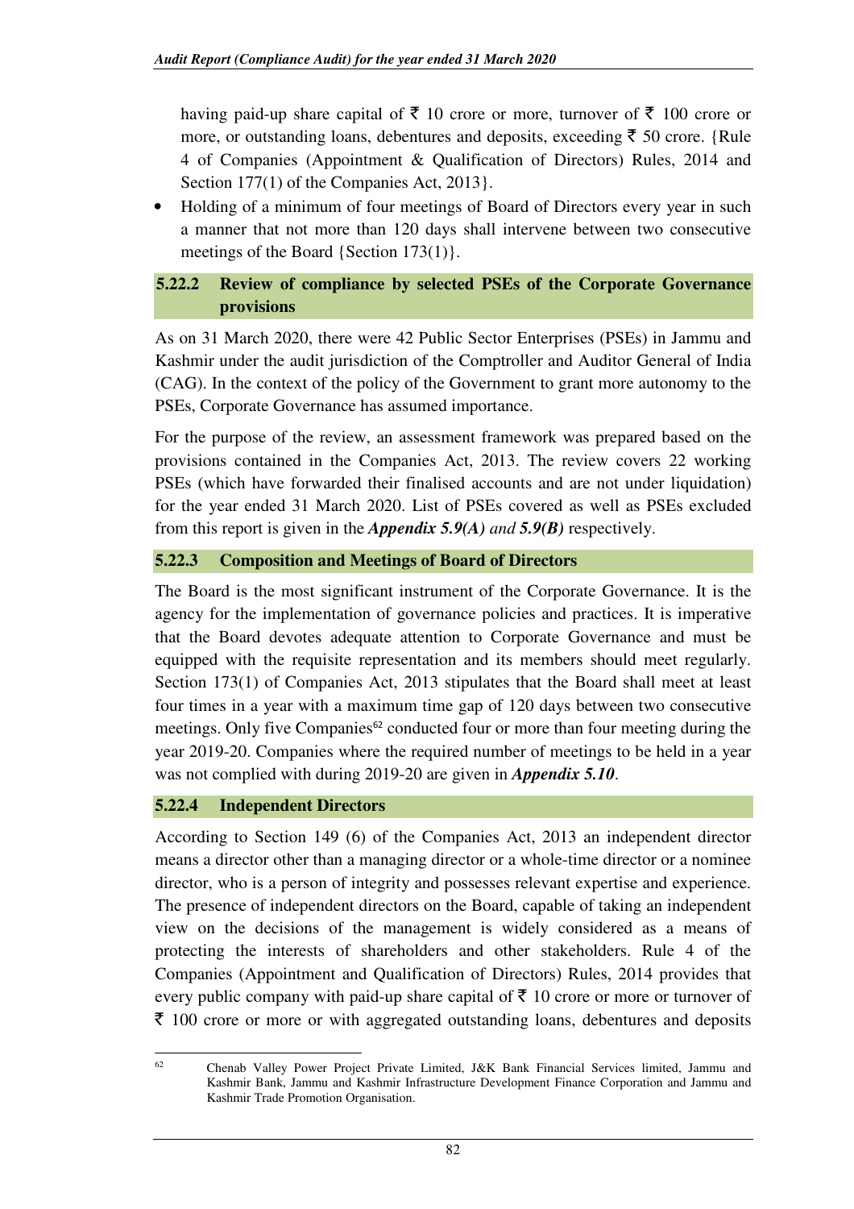having paid-up share capital of ₹ 10 crore or more, turnover of ₹ 100 crore or more, or outstanding loans, debentures and deposits, exceeding ₹ 50 crore. {Rule 4 of Companies (Appointment & Qualification of Directors) Rules, 2014 and Section 177(1) of the Companies Act, 2013}.

- Holding of a minimum of four meetings of Board of Directors every year in such a manner that not more than 120 days shall intervene between two consecutive meetings of the Board {Section 173(1)}.

### 5.22.2 Review of compliance by selected PSEs of the Corporate Governance provisions

As on 31 March 2020, there were 42 Public Sector Enterprises (PSEs) in Jammu and Kashmir under the audit jurisdiction of the Comptroller and Auditor General of India (CAG). In the context of the policy of the Government to grant more autonomy to the PSEs, Corporate Governance has assumed importance.

For the purpose of the review, an assessment framework was prepared based on the provisions contained in the Companies Act, 2013. The review covers 22 working PSEs (which have forwarded their finalised accounts and are not under liquidation) for the year ended 31 March 2020. List of PSEs covered as well as PSEs excluded from this report is given in the ***Appendix 5.9(A)*** *and* ***5.9(B)*** respectively.

### 5.22.3 Composition and Meetings of Board of Directors

The Board is the most significant instrument of the Corporate Governance. It is the agency for the implementation of governance policies and practices. It is imperative that the Board devotes adequate attention to Corporate Governance and must be equipped with the requisite representation and its members should meet regularly. Section 173(1) of Companies Act, 2013 stipulates that the Board shall meet at least four times in a year with a maximum time gap of 120 days between two consecutive meetings. Only five Companies[62] conducted four or more than four meeting during the year 2019-20. Companies where the required number of meetings to be held in a year was not complied with during 2019-20 are given in ***Appendix 5.10***.

### 5.22.4 Independent Directors

According to Section 149 (6) of the Companies Act, 2013 an independent director means a director other than a managing director or a whole-time director or a nominee director, who is a person of integrity and possesses relevant expertise and experience. The presence of independent directors on the Board, capable of taking an independent view on the decisions of the management is widely considered as a means of protecting the interests of shareholders and other stakeholders. Rule 4 of the Companies (Appointment and Qualification of Directors) Rules, 2014 provides that every public company with paid-up share capital of ₹ 10 crore or more or turnover of ₹ 100 crore or more or with aggregated outstanding loans, debentures and deposits

---

[62] Chenab Valley Power Project Private Limited, J&K Bank Financial Services limited, Jammu and Kashmir Bank, Jammu and Kashmir Infrastructure Development Finance Corporation and Jammu and Kashmir Trade Promotion Organisation.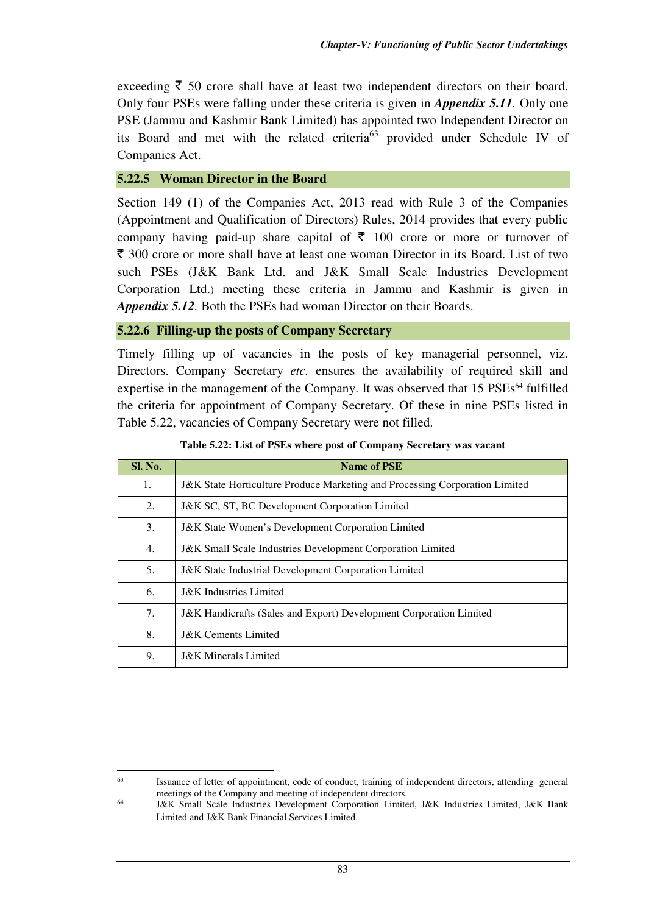exceeding ₹ 50 crore shall have at least two independent directors on their board. Only four PSEs were falling under these criteria is given in ***Appendix 5.11***. Only one PSE (Jammu and Kashmir Bank Limited) has appointed two Independent Director on its Board and met with the related criteria[63] provided under Schedule IV of Companies Act.

### 5.22.5 Woman Director in the Board

Section 149 (1) of the Companies Act, 2013 read with Rule 3 of the Companies (Appointment and Qualification of Directors) Rules, 2014 provides that every public company having paid-up share capital of ₹ 100 crore or more or turnover of ₹ 300 crore or more shall have at least one woman Director in its Board. List of two such PSEs (J&K Bank Ltd. and J&K Small Scale Industries Development Corporation Ltd.) meeting these criteria in Jammu and Kashmir is given in ***Appendix 5.12***. Both the PSEs had woman Director on their Boards.

### 5.22.6 Filling-up the posts of Company Secretary

Timely filling up of vacancies in the posts of key managerial personnel, viz. Directors. Company Secretary *etc.* ensures the availability of required skill and expertise in the management of the Company. It was observed that 15 PSEs[64] fulfilled the criteria for appointment of Company Secretary. Of these in nine PSEs listed in Table 5.22, vacancies of Company Secretary were not filled.

**Table 5.22: List of PSEs where post of Company Secretary was vacant**

| Sl. No. | Name of PSE |
|---|---|
| 1. | J&K State Horticulture Produce Marketing and Processing Corporation Limited |
| 2. | J&K SC, ST, BC Development Corporation Limited |
| 3. | J&K State Women's Development Corporation Limited |
| 4. | J&K Small Scale Industries Development Corporation Limited |
| 5. | J&K State Industrial Development Corporation Limited |
| 6. | J&K Industries Limited |
| 7. | J&K Handicrafts (Sales and Export) Development Corporation Limited |
| 8. | J&K Cements Limited |
| 9. | J&K Minerals Limited |

---

[63] Issuance of letter of appointment, code of conduct, training of independent directors, attending general meetings of the Company and meeting of independent directors.

[64] J&K Small Scale Industries Development Corporation Limited, J&K Industries Limited, J&K Bank Limited and J&K Bank Financial Services Limited.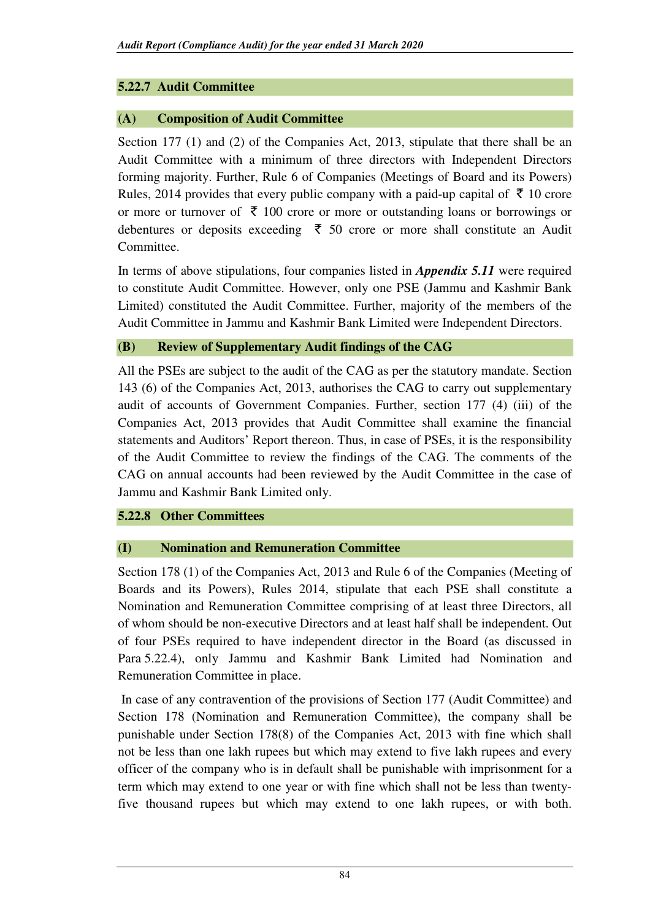### 5.22.7 Audit Committee

#### (A) Composition of Audit Committee

Section 177 (1) and (2) of the Companies Act, 2013, stipulate that there shall be an Audit Committee with a minimum of three directors with Independent Directors forming majority. Further, Rule 6 of Companies (Meetings of Board and its Powers) Rules, 2014 provides that every public company with a paid-up capital of ₹ 10 crore or more or turnover of ₹ 100 crore or more or outstanding loans or borrowings or debentures or deposits exceeding ₹ 50 crore or more shall constitute an Audit Committee.

In terms of above stipulations, four companies listed in ***Appendix 5.11*** were required to constitute Audit Committee. However, only one PSE (Jammu and Kashmir Bank Limited) constituted the Audit Committee. Further, majority of the members of the Audit Committee in Jammu and Kashmir Bank Limited were Independent Directors.

#### (B) Review of Supplementary Audit findings of the CAG

All the PSEs are subject to the audit of the CAG as per the statutory mandate. Section 143 (6) of the Companies Act, 2013, authorises the CAG to carry out supplementary audit of accounts of Government Companies. Further, section 177 (4) (iii) of the Companies Act, 2013 provides that Audit Committee shall examine the financial statements and Auditors' Report thereon. Thus, in case of PSEs, it is the responsibility of the Audit Committee to review the findings of the CAG. The comments of the CAG on annual accounts had been reviewed by the Audit Committee in the case of Jammu and Kashmir Bank Limited only.

### 5.22.8 Other Committees

#### (I) Nomination and Remuneration Committee

Section 178 (1) of the Companies Act, 2013 and Rule 6 of the Companies (Meeting of Boards and its Powers), Rules 2014, stipulate that each PSE shall constitute a Nomination and Remuneration Committee comprising of at least three Directors, all of whom should be non-executive Directors and at least half shall be independent. Out of four PSEs required to have independent director in the Board (as discussed in Para 5.22.4), only Jammu and Kashmir Bank Limited had Nomination and Remuneration Committee in place.

In case of any contravention of the provisions of Section 177 (Audit Committee) and Section 178 (Nomination and Remuneration Committee), the company shall be punishable under Section 178(8) of the Companies Act, 2013 with fine which shall not be less than one lakh rupees but which may extend to five lakh rupees and every officer of the company who is in default shall be punishable with imprisonment for a term which may extend to one year or with fine which shall not be less than twenty-five thousand rupees but which may extend to one lakh rupees, or with both.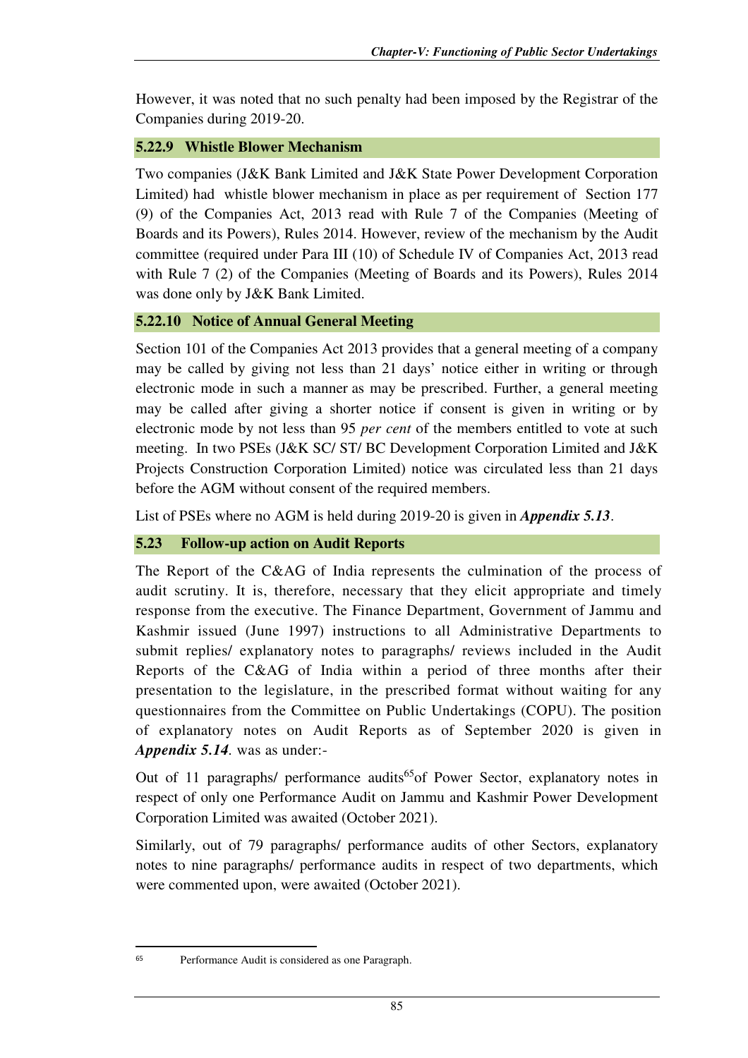However, it was noted that no such penalty had been imposed by the Registrar of the Companies during 2019-20.

### 5.22.9 Whistle Blower Mechanism

Two companies (J&K Bank Limited and J&K State Power Development Corporation Limited) had whistle blower mechanism in place as per requirement of Section 177 (9) of the Companies Act, 2013 read with Rule 7 of the Companies (Meeting of Boards and its Powers), Rules 2014. However, review of the mechanism by the Audit committee (required under Para III (10) of Schedule IV of Companies Act, 2013 read with Rule 7 (2) of the Companies (Meeting of Boards and its Powers), Rules 2014 was done only by J&K Bank Limited.

### 5.22.10 Notice of Annual General Meeting

Section 101 of the Companies Act 2013 provides that a general meeting of a company may be called by giving not less than 21 days' notice either in writing or through electronic mode in such a manner as may be prescribed. Further, a general meeting may be called after giving a shorter notice if consent is given in writing or by electronic mode by not less than 95 *per cent* of the members entitled to vote at such meeting. In two PSEs (J&K SC/ ST/ BC Development Corporation Limited and J&K Projects Construction Corporation Limited) notice was circulated less than 21 days before the AGM without consent of the required members.

List of PSEs where no AGM is held during 2019-20 is given in ***Appendix 5.13***.

## 5.23 Follow-up action on Audit Reports

The Report of the C&AG of India represents the culmination of the process of audit scrutiny. It is, therefore, necessary that they elicit appropriate and timely response from the executive. The Finance Department, Government of Jammu and Kashmir issued (June 1997) instructions to all Administrative Departments to submit replies/ explanatory notes to paragraphs/ reviews included in the Audit Reports of the C&AG of India within a period of three months after their presentation to the legislature, in the prescribed format without waiting for any questionnaires from the Committee on Public Undertakings (COPU). The position of explanatory notes on Audit Reports as of September 2020 is given in ***Appendix 5.14***. was as under:-

Out of 11 paragraphs/ performance audits[65] of Power Sector, explanatory notes in respect of only one Performance Audit on Jammu and Kashmir Power Development Corporation Limited was awaited (October 2021).

Similarly, out of 79 paragraphs/ performance audits of other Sectors, explanatory notes to nine paragraphs/ performance audits in respect of two departments, which were commented upon, were awaited (October 2021).

---

[65] Performance Audit is considered as one Paragraph.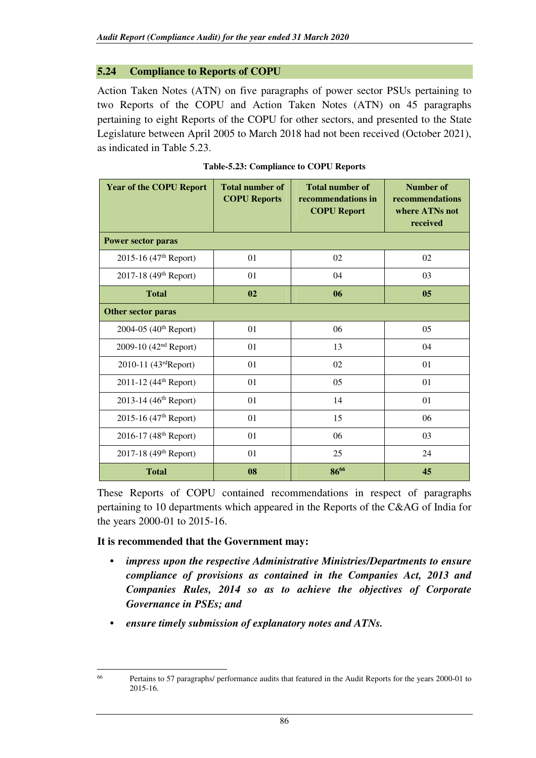## 5.24 Compliance to Reports of COPU

Action Taken Notes (ATN) on five paragraphs of power sector PSUs pertaining to two Reports of the COPU and Action Taken Notes (ATN) on 45 paragraphs pertaining to eight Reports of the COPU for other sectors, and presented to the State Legislature between April 2005 to March 2018 had not been received (October 2021), as indicated in Table 5.23.

**Table-5.23: Compliance to COPU Reports**

| Year of the COPU Report | Total number of COPU Reports | Total number of recommendations in COPU Report | Number of recommendations where ATNs not received |
|---|---|---|---|
| **Power sector paras** | | | |
| 2015-16 (47th Report) | 01 | 02 | 02 |
| 2017-18 (49th Report) | 01 | 04 | 03 |
| **Total** | **02** | **06** | **05** |
| **Other sector paras** | | | |
| 2004-05 (40th Report) | 01 | 06 | 05 |
| 2009-10 (42nd Report) | 01 | 13 | 04 |
| 2010-11 (43rdReport) | 01 | 02 | 01 |
| 2011-12 (44th Report) | 01 | 05 | 01 |
| 2013-14 (46th Report) | 01 | 14 | 01 |
| 2015-16 (47th Report) | 01 | 15 | 06 |
| 2016-17 (48th Report) | 01 | 06 | 03 |
| 2017-18 (49th Report) | 01 | 25 | 24 |
| **Total** | **08** | **86**[66] | **45** |

These Reports of COPU contained recommendations in respect of paragraphs pertaining to 10 departments which appeared in the Reports of the C&AG of India for the years 2000-01 to 2015-16.

**It is recommended that the Government may:**

- ***impress upon the respective Administrative Ministries/Departments to ensure compliance of provisions as contained in the Companies Act, 2013 and Companies Rules, 2014 so as to achieve the objectives of Corporate Governance in PSEs; and***
- ***ensure timely submission of explanatory notes and ATNs.***

[66] Pertains to 57 paragraphs/ performance audits that featured in the Audit Reports for the years 2000-01 to 2015-16.